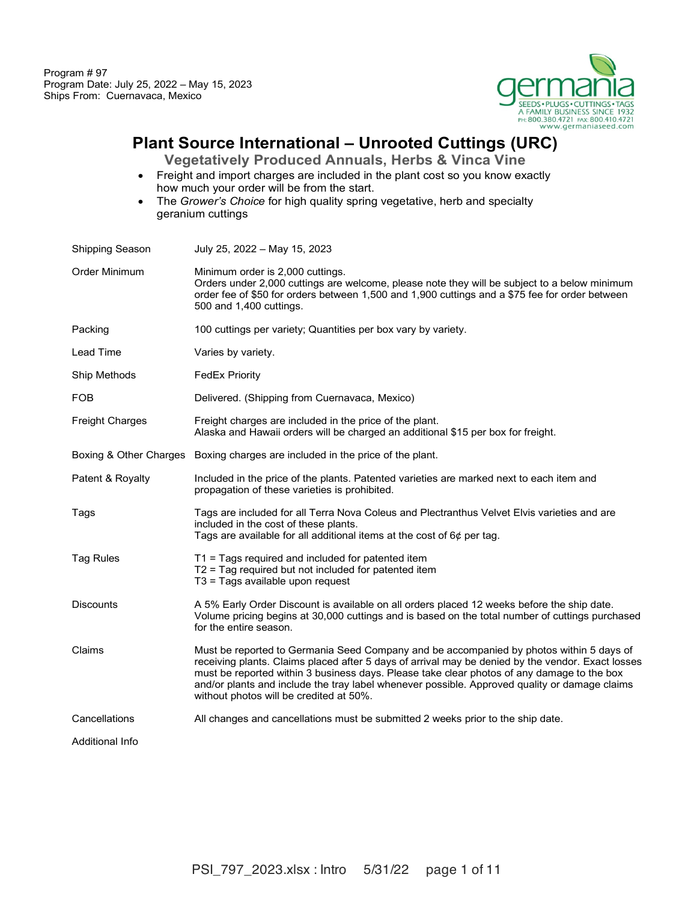Program # 97
Program Date: July 25, 2022 – May 15, 2023
Ships From: Cuernavaca, Mexico

germania
SEEDS • PLUGS • CUTTINGS • TAGS
A FAMILY BUSINESS SINCE 1932
PH: 800.380.4721 FAX: 800.410.4721
www.germaniaseed.com

# Plant Source International – Unrooted Cuttings (URC)

## Vegetatively Produced Annuals, Herbs & Vinca Vine

- Freight and import charges are included in the plant cost so you know exactly how much your order will be from the start.
- The *Grower's Choice* for high quality spring vegetative, herb and specialty geranium cuttings

| | |
|---|---|
| Shipping Season | July 25, 2022 – May 15, 2023 |
| Order Minimum | Minimum order is 2,000 cuttings.<br>Orders under 2,000 cuttings are welcome, please note they will be subject to a below minimum order fee of $50 for orders between 1,500 and 1,900 cuttings and a $75 fee for order between 500 and 1,400 cuttings. |
| Packing | 100 cuttings per variety; Quantities per box vary by variety. |
| Lead Time | Varies by variety. |
| Ship Methods | FedEx Priority |
| FOB | Delivered. (Shipping from Cuernavaca, Mexico) |
| Freight Charges | Freight charges are included in the price of the plant.<br>Alaska and Hawaii orders will be charged an additional $15 per box for freight. |
| Boxing & Other Charges | Boxing charges are included in the price of the plant. |
| Patent & Royalty | Included in the price of the plants. Patented varieties are marked next to each item and propagation of these varieties is prohibited. |
| Tags | Tags are included for all Terra Nova Coleus and Plectranthus Velvet Elvis varieties and are included in the cost of these plants.<br>Tags are available for all additional items at the cost of 6¢ per tag. |
| Tag Rules | T1 = Tags required and included for patented item<br>T2 = Tag required but not included for patented item<br>T3 = Tags available upon request |
| Discounts | A 5% Early Order Discount is available on all orders placed 12 weeks before the ship date.<br>Volume pricing begins at 30,000 cuttings and is based on the total number of cuttings purchased for the entire season. |
| Claims | Must be reported to Germania Seed Company and be accompanied by photos within 5 days of receiving plants. Claims placed after 5 days of arrival may be denied by the vendor. Exact losses must be reported within 3 business days. Please take clear photos of any damage to the box and/or plants and include the tray label whenever possible. Approved quality or damage claims without photos will be credited at 50%. |
| Cancellations | All changes and cancellations must be submitted 2 weeks prior to the ship date. |
| Additional Info | |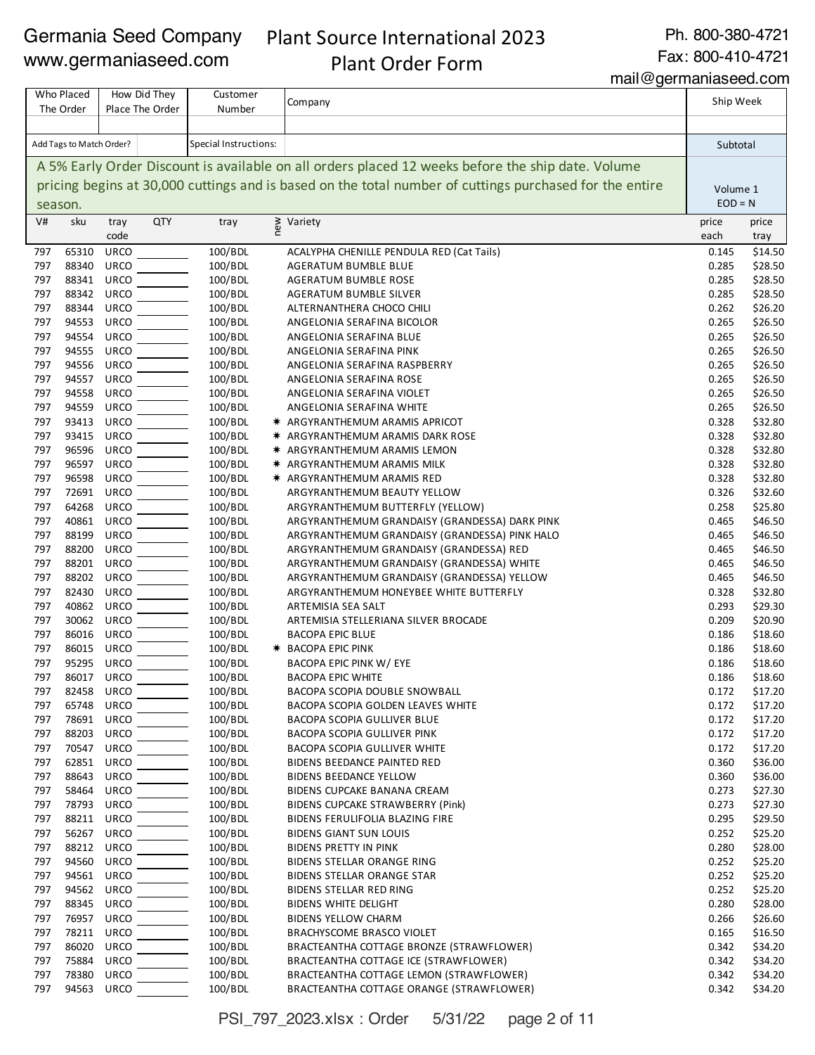Germania Seed Company
www.germaniaseed.com

# Plant Source International 2023
## Plant Order Form

Ph. 800-380-4721
Fax: 800-410-4721
mail@germaniaseed.com

| Who Placed The Order | How Did They Place The Order | Customer Number | Company | Ship Week |
|---|---|---|---|---|
| | | | | |
| Add Tags to Match Order? | | Special Instructions: | | Subtotal |

A 5% Early Order Discount is available on all orders placed 12 weeks before the ship date. Volume pricing begins at 30,000 cuttings and is based on the total number of cuttings purchased for the entire season.

Volume 1
EOD = N

| V# | sku | tray code | QTY | tray | new | Variety | price each | price tray |
|---|---|---|---|---|---|---|---|---|
| 797 | 65310 | URCO | | 100/BDL | | ACALYPHA CHENILLE PENDULA RED (Cat Tails) | 0.145 | $14.50 |
| 797 | 88340 | URCO | | 100/BDL | | AGERATUM BUMBLE BLUE | 0.285 | $28.50 |
| 797 | 88341 | URCO | | 100/BDL | | AGERATUM BUMBLE ROSE | 0.285 | $28.50 |
| 797 | 88342 | URCO | | 100/BDL | | AGERATUM BUMBLE SILVER | 0.285 | $28.50 |
| 797 | 88344 | URCO | | 100/BDL | | ALTERNANTHERA CHOCO CHILI | 0.262 | $26.20 |
| 797 | 94553 | URCO | | 100/BDL | | ANGELONIA SERAFINA BICOLOR | 0.265 | $26.50 |
| 797 | 94554 | URCO | | 100/BDL | | ANGELONIA SERAFINA BLUE | 0.265 | $26.50 |
| 797 | 94555 | URCO | | 100/BDL | | ANGELONIA SERAFINA PINK | 0.265 | $26.50 |
| 797 | 94556 | URCO | | 100/BDL | | ANGELONIA SERAFINA RASPBERRY | 0.265 | $26.50 |
| 797 | 94557 | URCO | | 100/BDL | | ANGELONIA SERAFINA ROSE | 0.265 | $26.50 |
| 797 | 94558 | URCO | | 100/BDL | | ANGELONIA SERAFINA VIOLET | 0.265 | $26.50 |
| 797 | 94559 | URCO | | 100/BDL | | ANGELONIA SERAFINA WHITE | 0.265 | $26.50 |
| 797 | 93413 | URCO | | 100/BDL | * | ARGYRANTHEMUM ARAMIS APRICOT | 0.328 | $32.80 |
| 797 | 93415 | URCO | | 100/BDL | * | ARGYRANTHEMUM ARAMIS DARK ROSE | 0.328 | $32.80 |
| 797 | 96596 | URCO | | 100/BDL | * | ARGYRANTHEMUM ARAMIS LEMON | 0.328 | $32.80 |
| 797 | 96597 | URCO | | 100/BDL | * | ARGYRANTHEMUM ARAMIS MILK | 0.328 | $32.80 |
| 797 | 96598 | URCO | | 100/BDL | * | ARGYRANTHEMUM ARAMIS RED | 0.328 | $32.80 |
| 797 | 72691 | URCO | | 100/BDL | | ARGYRANTHEMUM BEAUTY YELLOW | 0.326 | $32.60 |
| 797 | 64268 | URCO | | 100/BDL | | ARGYRANTHEMUM BUTTERFLY (YELLOW) | 0.258 | $25.80 |
| 797 | 40861 | URCO | | 100/BDL | | ARGYRANTHEMUM GRANDAISY (GRANDESSA) DARK PINK | 0.465 | $46.50 |
| 797 | 88199 | URCO | | 100/BDL | | ARGYRANTHEMUM GRANDAISY (GRANDESSA) PINK HALO | 0.465 | $46.50 |
| 797 | 88200 | URCO | | 100/BDL | | ARGYRANTHEMUM GRANDAISY (GRANDESSA) RED | 0.465 | $46.50 |
| 797 | 88201 | URCO | | 100/BDL | | ARGYRANTHEMUM GRANDAISY (GRANDESSA) WHITE | 0.465 | $46.50 |
| 797 | 88202 | URCO | | 100/BDL | | ARGYRANTHEMUM GRANDAISY (GRANDESSA) YELLOW | 0.465 | $46.50 |
| 797 | 82430 | URCO | | 100/BDL | | ARGYRANTHEMUM HONEYBEE WHITE BUTTERFLY | 0.328 | $32.80 |
| 797 | 40862 | URCO | | 100/BDL | | ARTEMISIA SEA SALT | 0.293 | $29.30 |
| 797 | 30062 | URCO | | 100/BDL | | ARTEMISIA STELLERIANA SILVER BROCADE | 0.209 | $20.90 |
| 797 | 86016 | URCO | | 100/BDL | | BACOPA EPIC BLUE | 0.186 | $18.60 |
| 797 | 86015 | URCO | | 100/BDL | * | BACOPA EPIC PINK | 0.186 | $18.60 |
| 797 | 95295 | URCO | | 100/BDL | | BACOPA EPIC PINK W/ EYE | 0.186 | $18.60 |
| 797 | 86017 | URCO | | 100/BDL | | BACOPA EPIC WHITE | 0.186 | $18.60 |
| 797 | 82458 | URCO | | 100/BDL | | BACOPA SCOPIA DOUBLE SNOWBALL | 0.172 | $17.20 |
| 797 | 65748 | URCO | | 100/BDL | | BACOPA SCOPIA GOLDEN LEAVES WHITE | 0.172 | $17.20 |
| 797 | 78691 | URCO | | 100/BDL | | BACOPA SCOPIA GULLIVER BLUE | 0.172 | $17.20 |
| 797 | 88203 | URCO | | 100/BDL | | BACOPA SCOPIA GULLIVER PINK | 0.172 | $17.20 |
| 797 | 70547 | URCO | | 100/BDL | | BACOPA SCOPIA GULLIVER WHITE | 0.172 | $17.20 |
| 797 | 62851 | URCO | | 100/BDL | | BIDENS BEEDANCE PAINTED RED | 0.360 | $36.00 |
| 797 | 88643 | URCO | | 100/BDL | | BIDENS BEEDANCE YELLOW | 0.360 | $36.00 |
| 797 | 58464 | URCO | | 100/BDL | | BIDENS CUPCAKE BANANA CREAM | 0.273 | $27.30 |
| 797 | 78793 | URCO | | 100/BDL | | BIDENS CUPCAKE STRAWBERRY (Pink) | 0.273 | $27.30 |
| 797 | 88211 | URCO | | 100/BDL | | BIDENS FERULIFOLIA BLAZING FIRE | 0.295 | $29.50 |
| 797 | 56267 | URCO | | 100/BDL | | BIDENS GIANT SUN LOUIS | 0.252 | $25.20 |
| 797 | 88212 | URCO | | 100/BDL | | BIDENS PRETTY IN PINK | 0.280 | $28.00 |
| 797 | 94560 | URCO | | 100/BDL | | BIDENS STELLAR ORANGE RING | 0.252 | $25.20 |
| 797 | 94561 | URCO | | 100/BDL | | BIDENS STELLAR ORANGE STAR | 0.252 | $25.20 |
| 797 | 94562 | URCO | | 100/BDL | | BIDENS STELLAR RED RING | 0.252 | $25.20 |
| 797 | 88345 | URCO | | 100/BDL | | BIDENS WHITE DELIGHT | 0.280 | $28.00 |
| 797 | 76957 | URCO | | 100/BDL | | BIDENS YELLOW CHARM | 0.266 | $26.60 |
| 797 | 78211 | URCO | | 100/BDL | | BRACHYSCOME BRASCO VIOLET | 0.165 | $16.50 |
| 797 | 86020 | URCO | | 100/BDL | | BRACTEANTHA COTTAGE BRONZE (STRAWFLOWER) | 0.342 | $34.20 |
| 797 | 75884 | URCO | | 100/BDL | | BRACTEANTHA COTTAGE ICE (STRAWFLOWER) | 0.342 | $34.20 |
| 797 | 78380 | URCO | | 100/BDL | | BRACTEANTHA COTTAGE LEMON (STRAWFLOWER) | 0.342 | $34.20 |
| 797 | 94563 | URCO | | 100/BDL | | BRACTEANTHA COTTAGE ORANGE (STRAWFLOWER) | 0.342 | $34.20 |

PSI_797_2023.xlsx : Order 5/31/22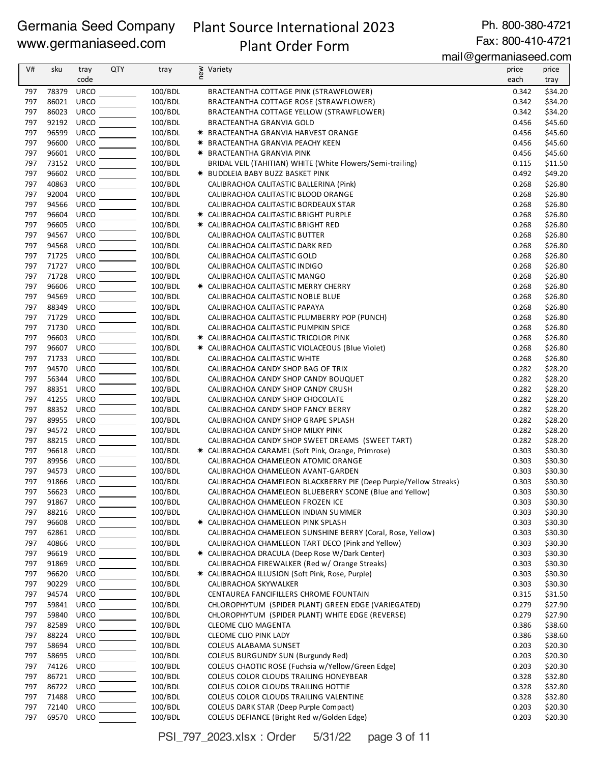Germania Seed Company
www.germaniaseed.com

# Plant Source International 2023
## Plant Order Form

Ph. 800-380-4721
Fax: 800-410-4721
mail@germaniaseed.com

| V# | sku | tray code | QTY | tray | new | Variety | price each | price tray |
|---|---|---|---|---|---|---|---|---|
| 797 | 78379 | URCO | | 100/BDL | | BRACTEANTHA COTTAGE PINK (STRAWFLOWER) | 0.342 | $34.20 |
| 797 | 86021 | URCO | | 100/BDL | | BRACTEANTHA COTTAGE ROSE (STRAWFLOWER) | 0.342 | $34.20 |
| 797 | 86023 | URCO | | 100/BDL | | BRACTEANTHA COTTAGE YELLOW (STRAWFLOWER) | 0.342 | $34.20 |
| 797 | 92192 | URCO | | 100/BDL | | BRACTEANTHA GRANVIA GOLD | 0.456 | $45.60 |
| 797 | 96599 | URCO | | 100/BDL | ✷ | BRACTEANTHA GRANVIA HARVEST ORANGE | 0.456 | $45.60 |
| 797 | 96600 | URCO | | 100/BDL | ✷ | BRACTEANTHA GRANVIA PEACHY KEEN | 0.456 | $45.60 |
| 797 | 96601 | URCO | | 100/BDL | ✷ | BRACTEANTHA GRANVIA PINK | 0.456 | $45.60 |
| 797 | 73152 | URCO | | 100/BDL | | BRIDAL VEIL (TAHITIAN) WHITE (White Flowers/Semi-trailing) | 0.115 | $11.50 |
| 797 | 96602 | URCO | | 100/BDL | ✷ | BUDDLEIA BABY BUZZ BASKET PINK | 0.492 | $49.20 |
| 797 | 40863 | URCO | | 100/BDL | | CALIBRACHOA CALITASTIC BALLERINA (Pink) | 0.268 | $26.80 |
| 797 | 92004 | URCO | | 100/BDL | | CALIBRACHOA CALITASTIC BLOOD ORANGE | 0.268 | $26.80 |
| 797 | 94566 | URCO | | 100/BDL | | CALIBRACHOA CALITASTIC BORDEAUX STAR | 0.268 | $26.80 |
| 797 | 96604 | URCO | | 100/BDL | ✷ | CALIBRACHOA CALITASTIC BRIGHT PURPLE | 0.268 | $26.80 |
| 797 | 96605 | URCO | | 100/BDL | ✷ | CALIBRACHOA CALITASTIC BRIGHT RED | 0.268 | $26.80 |
| 797 | 94567 | URCO | | 100/BDL | | CALIBRACHOA CALITASTIC BUTTER | 0.268 | $26.80 |
| 797 | 94568 | URCO | | 100/BDL | | CALIBRACHOA CALITASTIC DARK RED | 0.268 | $26.80 |
| 797 | 71725 | URCO | | 100/BDL | | CALIBRACHOA CALITASTIC GOLD | 0.268 | $26.80 |
| 797 | 71727 | URCO | | 100/BDL | | CALIBRACHOA CALITASTIC INDIGO | 0.268 | $26.80 |
| 797 | 71728 | URCO | | 100/BDL | | CALIBRACHOA CALITASTIC MANGO | 0.268 | $26.80 |
| 797 | 96606 | URCO | | 100/BDL | ✷ | CALIBRACHOA CALITASTIC MERRY CHERRY | 0.268 | $26.80 |
| 797 | 94569 | URCO | | 100/BDL | | CALIBRACHOA CALITASTIC NOBLE BLUE | 0.268 | $26.80 |
| 797 | 88349 | URCO | | 100/BDL | | CALIBRACHOA CALITASTIC PAPAYA | 0.268 | $26.80 |
| 797 | 71729 | URCO | | 100/BDL | | CALIBRACHOA CALITASTIC PLUMBERRY POP (PUNCH) | 0.268 | $26.80 |
| 797 | 71730 | URCO | | 100/BDL | | CALIBRACHOA CALITASTIC PUMPKIN SPICE | 0.268 | $26.80 |
| 797 | 96603 | URCO | | 100/BDL | ✷ | CALIBRACHOA CALITASTIC TRICOLOR PINK | 0.268 | $26.80 |
| 797 | 96607 | URCO | | 100/BDL | ✷ | CALIBRACHOA CALITASTIC VIOLACEOUS (Blue Violet) | 0.268 | $26.80 |
| 797 | 71733 | URCO | | 100/BDL | | CALIBRACHOA CALITASTIC WHITE | 0.268 | $26.80 |
| 797 | 94570 | URCO | | 100/BDL | | CALIBRACHOA CANDY SHOP BAG OF TRIX | 0.282 | $28.20 |
| 797 | 56344 | URCO | | 100/BDL | | CALIBRACHOA CANDY SHOP CANDY BOUQUET | 0.282 | $28.20 |
| 797 | 88351 | URCO | | 100/BDL | | CALIBRACHOA CANDY SHOP CANDY CRUSH | 0.282 | $28.20 |
| 797 | 41255 | URCO | | 100/BDL | | CALIBRACHOA CANDY SHOP CHOCOLATE | 0.282 | $28.20 |
| 797 | 88352 | URCO | | 100/BDL | | CALIBRACHOA CANDY SHOP FANCY BERRY | 0.282 | $28.20 |
| 797 | 89955 | URCO | | 100/BDL | | CALIBRACHOA CANDY SHOP GRAPE SPLASH | 0.282 | $28.20 |
| 797 | 94572 | URCO | | 100/BDL | | CALIBRACHOA CANDY SHOP MILKY PINK | 0.282 | $28.20 |
| 797 | 88215 | URCO | | 100/BDL | | CALIBRACHOA CANDY SHOP SWEET DREAMS (SWEET TART) | 0.282 | $28.20 |
| 797 | 96618 | URCO | | 100/BDL | ✷ | CALIBRACHOA CARAMEL (Soft Pink, Orange, Primrose) | 0.303 | $30.30 |
| 797 | 89956 | URCO | | 100/BDL | | CALIBRACHOA CHAMELEON ATOMIC ORANGE | 0.303 | $30.30 |
| 797 | 94573 | URCO | | 100/BDL | | CALIBRACHOA CHAMELEON AVANT-GARDEN | 0.303 | $30.30 |
| 797 | 91866 | URCO | | 100/BDL | | CALIBRACHOA CHAMELEON BLACKBERRY PIE (Deep Purple/Yellow Streaks) | 0.303 | $30.30 |
| 797 | 56623 | URCO | | 100/BDL | | CALIBRACHOA CHAMELEON BLUEBERRY SCONE (Blue and Yellow) | 0.303 | $30.30 |
| 797 | 91867 | URCO | | 100/BDL | | CALIBRACHOA CHAMELEON FROZEN ICE | 0.303 | $30.30 |
| 797 | 88216 | URCO | | 100/BDL | | CALIBRACHOA CHAMELEON INDIAN SUMMER | 0.303 | $30.30 |
| 797 | 96608 | URCO | | 100/BDL | ✷ | CALIBRACHOA CHAMELEON PINK SPLASH | 0.303 | $30.30 |
| 797 | 62861 | URCO | | 100/BDL | | CALIBRACHOA CHAMELEON SUNSHINE BERRY (Coral, Rose, Yellow) | 0.303 | $30.30 |
| 797 | 40866 | URCO | | 100/BDL | | CALIBRACHOA CHAMELEON TART DECO (Pink and Yellow) | 0.303 | $30.30 |
| 797 | 96619 | URCO | | 100/BDL | ✷ | CALIBRACHOA DRACULA (Deep Rose W/Dark Center) | 0.303 | $30.30 |
| 797 | 91869 | URCO | | 100/BDL | | CALIBRACHOA FIREWALKER (Red w/ Orange Streaks) | 0.303 | $30.30 |
| 797 | 96620 | URCO | | 100/BDL | ✷ | CALIBRACHOA ILLUSION (Soft Pink, Rose, Purple) | 0.303 | $30.30 |
| 797 | 90229 | URCO | | 100/BDL | | CALIBRACHOA SKYWALKER | 0.303 | $30.30 |
| 797 | 94574 | URCO | | 100/BDL | | CENTAUREA FANCIFILLERS CHROME FOUNTAIN | 0.315 | $31.50 |
| 797 | 59841 | URCO | | 100/BDL | | CHLOROPHYTUM (SPIDER PLANT) GREEN EDGE (VARIEGATED) | 0.279 | $27.90 |
| 797 | 59840 | URCO | | 100/BDL | | CHLOROPHYTUM (SPIDER PLANT) WHITE EDGE (REVERSE) | 0.279 | $27.90 |
| 797 | 82589 | URCO | | 100/BDL | | CLEOME CLIO MAGENTA | 0.386 | $38.60 |
| 797 | 88224 | URCO | | 100/BDL | | CLEOME CLIO PINK LADY | 0.386 | $38.60 |
| 797 | 58694 | URCO | | 100/BDL | | COLEUS ALABAMA SUNSET | 0.203 | $20.30 |
| 797 | 58695 | URCO | | 100/BDL | | COLEUS BURGUNDY SUN (Burgundy Red) | 0.203 | $20.30 |
| 797 | 74126 | URCO | | 100/BDL | | COLEUS CHAOTIC ROSE (Fuchsia w/Yellow/Green Edge) | 0.203 | $20.30 |
| 797 | 86721 | URCO | | 100/BDL | | COLEUS COLOR CLOUDS TRAILING HONEYBEAR | 0.328 | $32.80 |
| 797 | 86722 | URCO | | 100/BDL | | COLEUS COLOR CLOUDS TRAILING HOTTIE | 0.328 | $32.80 |
| 797 | 71488 | URCO | | 100/BDL | | COLEUS COLOR CLOUDS TRAILING VALENTINE | 0.328 | $32.80 |
| 797 | 72140 | URCO | | 100/BDL | | COLEUS DARK STAR (Deep Purple Compact) | 0.203 | $20.30 |
| 797 | 69570 | URCO | | 100/BDL | | COLEUS DEFIANCE (Bright Red w/Golden Edge) | 0.203 | $20.30 |

PSI_797_2023.xlsx : Order 5/31/22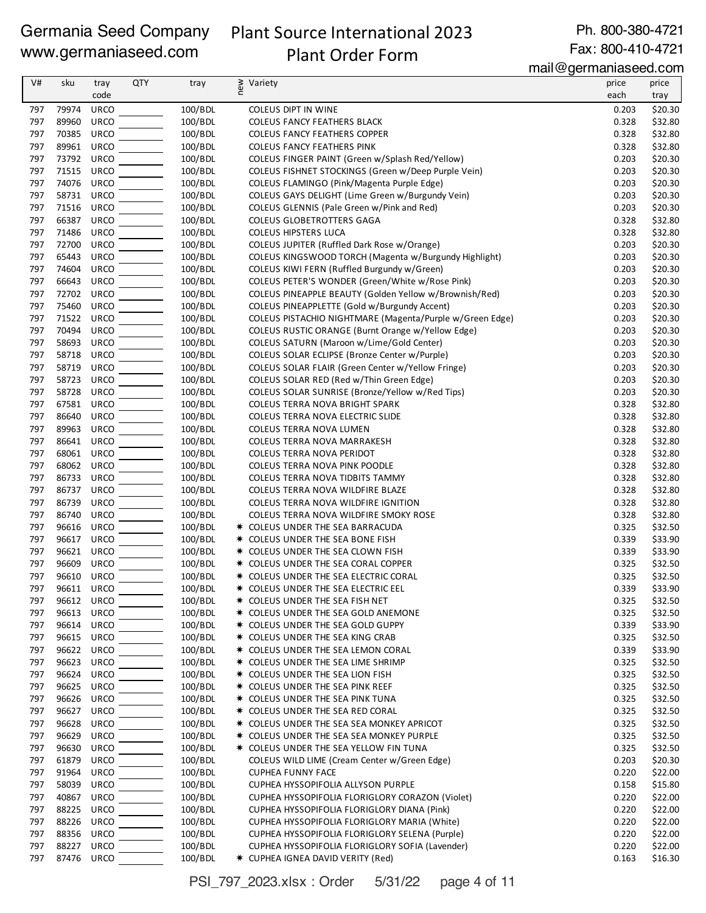Germania Seed Company
www.germaniaseed.com

# Plant Source International 2023
# Plant Order Form

Ph. 800-380-4721
Fax: 800-410-4721
mail@germaniaseed.com

| V# | sku | tray code | QTY | tray | new | Variety | price each | price tray |
|---|---|---|---|---|---|---|---|---|
| 797 | 79974 | URCO | | 100/BDL | | COLEUS DIPT IN WINE | 0.203 | $20.30 |
| 797 | 89960 | URCO | | 100/BDL | | COLEUS FANCY FEATHERS BLACK | 0.328 | $32.80 |
| 797 | 70385 | URCO | | 100/BDL | | COLEUS FANCY FEATHERS COPPER | 0.328 | $32.80 |
| 797 | 89961 | URCO | | 100/BDL | | COLEUS FANCY FEATHERS PINK | 0.328 | $32.80 |
| 797 | 73792 | URCO | | 100/BDL | | COLEUS FINGER PAINT (Green w/Splash Red/Yellow) | 0.203 | $20.30 |
| 797 | 71515 | URCO | | 100/BDL | | COLEUS FISHNET STOCKINGS (Green w/Deep Purple Vein) | 0.203 | $20.30 |
| 797 | 74076 | URCO | | 100/BDL | | COLEUS FLAMINGO (Pink/Magenta Purple Edge) | 0.203 | $20.30 |
| 797 | 58731 | URCO | | 100/BDL | | COLEUS GAYS DELIGHT (Lime Green w/Burgundy Vein) | 0.203 | $20.30 |
| 797 | 71516 | URCO | | 100/BDL | | COLEUS GLENNIS (Pale Green w/Pink and Red) | 0.203 | $20.30 |
| 797 | 66387 | URCO | | 100/BDL | | COLEUS GLOBETROTTERS GAGA | 0.328 | $32.80 |
| 797 | 71486 | URCO | | 100/BDL | | COLEUS HIPSTERS LUCA | 0.328 | $32.80 |
| 797 | 72700 | URCO | | 100/BDL | | COLEUS JUPITER (Ruffled Dark Rose w/Orange) | 0.203 | $20.30 |
| 797 | 65443 | URCO | | 100/BDL | | COLEUS KINGSWOOD TORCH (Magenta w/Burgundy Highlight) | 0.203 | $20.30 |
| 797 | 74604 | URCO | | 100/BDL | | COLEUS KIWI FERN (Ruffled Burgundy w/Green) | 0.203 | $20.30 |
| 797 | 66643 | URCO | | 100/BDL | | COLEUS PETER'S WONDER (Green/White w/Rose Pink) | 0.203 | $20.30 |
| 797 | 72702 | URCO | | 100/BDL | | COLEUS PINEAPPLE BEAUTY (Golden Yellow w/Brownish/Red) | 0.203 | $20.30 |
| 797 | 75460 | URCO | | 100/BDL | | COLEUS PINEAPPLETTE (Gold w/Burgundy Accent) | 0.203 | $20.30 |
| 797 | 71522 | URCO | | 100/BDL | | COLEUS PISTACHIO NIGHTMARE (Magenta/Purple w/Green Edge) | 0.203 | $20.30 |
| 797 | 70494 | URCO | | 100/BDL | | COLEUS RUSTIC ORANGE (Burnt Orange w/Yellow Edge) | 0.203 | $20.30 |
| 797 | 58693 | URCO | | 100/BDL | | COLEUS SATURN (Maroon w/Lime/Gold Center) | 0.203 | $20.30 |
| 797 | 58718 | URCO | | 100/BDL | | COLEUS SOLAR ECLIPSE (Bronze Center w/Purple) | 0.203 | $20.30 |
| 797 | 58719 | URCO | | 100/BDL | | COLEUS SOLAR FLAIR (Green Center w/Yellow Fringe) | 0.203 | $20.30 |
| 797 | 58723 | URCO | | 100/BDL | | COLEUS SOLAR RED (Red w/Thin Green Edge) | 0.203 | $20.30 |
| 797 | 58728 | URCO | | 100/BDL | | COLEUS SOLAR SUNRISE (Bronze/Yellow w/Red Tips) | 0.203 | $20.30 |
| 797 | 67581 | URCO | | 100/BDL | | COLEUS TERRA NOVA BRIGHT SPARK | 0.328 | $32.80 |
| 797 | 86640 | URCO | | 100/BDL | | COLEUS TERRA NOVA ELECTRIC SLIDE | 0.328 | $32.80 |
| 797 | 89963 | URCO | | 100/BDL | | COLEUS TERRA NOVA LUMEN | 0.328 | $32.80 |
| 797 | 86641 | URCO | | 100/BDL | | COLEUS TERRA NOVA MARRAKESH | 0.328 | $32.80 |
| 797 | 68061 | URCO | | 100/BDL | | COLEUS TERRA NOVA PERIDOT | 0.328 | $32.80 |
| 797 | 68062 | URCO | | 100/BDL | | COLEUS TERRA NOVA PINK POODLE | 0.328 | $32.80 |
| 797 | 86733 | URCO | | 100/BDL | | COLEUS TERRA NOVA TIDBITS TAMMY | 0.328 | $32.80 |
| 797 | 86737 | URCO | | 100/BDL | | COLEUS TERRA NOVA WILDFIRE BLAZE | 0.328 | $32.80 |
| 797 | 86739 | URCO | | 100/BDL | | COLEUS TERRA NOVA WILDFIRE IGNITION | 0.328 | $32.80 |
| 797 | 86740 | URCO | | 100/BDL | | COLEUS TERRA NOVA WILDFIRE SMOKY ROSE | 0.328 | $32.80 |
| 797 | 96616 | URCO | | 100/BDL | ✱ | COLEUS UNDER THE SEA BARRACUDA | 0.325 | $32.50 |
| 797 | 96617 | URCO | | 100/BDL | ✱ | COLEUS UNDER THE SEA BONE FISH | 0.339 | $33.90 |
| 797 | 96621 | URCO | | 100/BDL | ✱ | COLEUS UNDER THE SEA CLOWN FISH | 0.339 | $33.90 |
| 797 | 96609 | URCO | | 100/BDL | ✱ | COLEUS UNDER THE SEA CORAL COPPER | 0.325 | $32.50 |
| 797 | 96610 | URCO | | 100/BDL | ✱ | COLEUS UNDER THE SEA ELECTRIC CORAL | 0.325 | $32.50 |
| 797 | 96611 | URCO | | 100/BDL | ✱ | COLEUS UNDER THE SEA ELECTRIC EEL | 0.339 | $33.90 |
| 797 | 96612 | URCO | | 100/BDL | ✱ | COLEUS UNDER THE SEA FISH NET | 0.325 | $32.50 |
| 797 | 96613 | URCO | | 100/BDL | ✱ | COLEUS UNDER THE SEA GOLD ANEMONE | 0.325 | $32.50 |
| 797 | 96614 | URCO | | 100/BDL | ✱ | COLEUS UNDER THE SEA GOLD GUPPY | 0.339 | $33.90 |
| 797 | 96615 | URCO | | 100/BDL | ✱ | COLEUS UNDER THE SEA KING CRAB | 0.325 | $32.50 |
| 797 | 96622 | URCO | | 100/BDL | ✱ | COLEUS UNDER THE SEA LEMON CORAL | 0.339 | $33.90 |
| 797 | 96623 | URCO | | 100/BDL | ✱ | COLEUS UNDER THE SEA LIME SHRIMP | 0.325 | $32.50 |
| 797 | 96624 | URCO | | 100/BDL | ✱ | COLEUS UNDER THE SEA LION FISH | 0.325 | $32.50 |
| 797 | 96625 | URCO | | 100/BDL | ✱ | COLEUS UNDER THE SEA PINK REEF | 0.325 | $32.50 |
| 797 | 96626 | URCO | | 100/BDL | ✱ | COLEUS UNDER THE SEA PINK TUNA | 0.325 | $32.50 |
| 797 | 96627 | URCO | | 100/BDL | ✱ | COLEUS UNDER THE SEA RED CORAL | 0.325 | $32.50 |
| 797 | 96628 | URCO | | 100/BDL | ✱ | COLEUS UNDER THE SEA SEA MONKEY APRICOT | 0.325 | $32.50 |
| 797 | 96629 | URCO | | 100/BDL | ✱ | COLEUS UNDER THE SEA SEA MONKEY PURPLE | 0.325 | $32.50 |
| 797 | 96630 | URCO | | 100/BDL | ✱ | COLEUS UNDER THE SEA YELLOW FIN TUNA | 0.325 | $32.50 |
| 797 | 61879 | URCO | | 100/BDL | | COLEUS WILD LIME (Cream Center w/Green Edge) | 0.203 | $20.30 |
| 797 | 91964 | URCO | | 100/BDL | | CUPHEA FUNNY FACE | 0.220 | $22.00 |
| 797 | 58039 | URCO | | 100/BDL | | CUPHEA HYSSOPIFOLIA ALLYSON PURPLE | 0.158 | $15.80 |
| 797 | 40867 | URCO | | 100/BDL | | CUPHEA HYSSOPIFOLIA FLORIGLORY CORAZON (Violet) | 0.220 | $22.00 |
| 797 | 88225 | URCO | | 100/BDL | | CUPHEA HYSSOPIFOLIA FLORIGLORY DIANA (Pink) | 0.220 | $22.00 |
| 797 | 88226 | URCO | | 100/BDL | | CUPHEA HYSSOPIFOLIA FLORIGLORY MARIA (White) | 0.220 | $22.00 |
| 797 | 88356 | URCO | | 100/BDL | | CUPHEA HYSSOPIFOLIA FLORIGLORY SELENA (Purple) | 0.220 | $22.00 |
| 797 | 88227 | URCO | | 100/BDL | | CUPHEA HYSSOPIFOLIA FLORIGLORY SOFIA (Lavender) | 0.220 | $22.00 |
| 797 | 87476 | URCO | | 100/BDL | ✱ | CUPHEA IGNEA DAVID VERITY (Red) | 0.163 | $16.30 |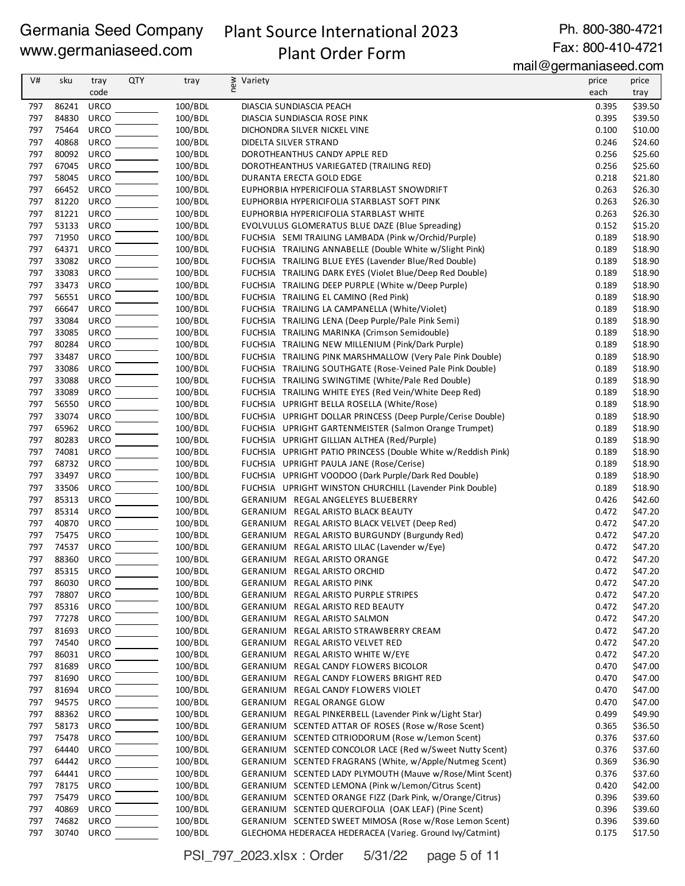Germania Seed Company
www.germaniaseed.com

# Plant Source International 2023
# Plant Order Form

Ph. 800-380-4721
Fax: 800-410-4721
mail@germaniaseed.com

| V# | sku | tray code | QTY | tray | new | Variety | price each | price tray |
|---|---|---|---|---|---|---|---|---|
| 797 | 86241 | URCO | | 100/BDL | | DIASCIA SUNDIASCIA PEACH | 0.395 | $39.50 |
| 797 | 84830 | URCO | | 100/BDL | | DIASCIA SUNDIASCIA ROSE PINK | 0.395 | $39.50 |
| 797 | 75464 | URCO | | 100/BDL | | DICHONDRA SILVER NICKEL VINE | 0.100 | $10.00 |
| 797 | 40868 | URCO | | 100/BDL | | DIDELTA SILVER STRAND | 0.246 | $24.60 |
| 797 | 80092 | URCO | | 100/BDL | | DOROTHEANTHUS CANDY APPLE RED | 0.256 | $25.60 |
| 797 | 67045 | URCO | | 100/BDL | | DOROTHEANTHUS VARIEGATED (TRAILING RED) | 0.256 | $25.60 |
| 797 | 58045 | URCO | | 100/BDL | | DURANTA ERECTA GOLD EDGE | 0.218 | $21.80 |
| 797 | 66452 | URCO | | 100/BDL | | EUPHORBIA HYPERICIFOLIA STARBLAST SNOWDRIFT | 0.263 | $26.30 |
| 797 | 81220 | URCO | | 100/BDL | | EUPHORBIA HYPERICIFOLIA STARBLAST SOFT PINK | 0.263 | $26.30 |
| 797 | 81221 | URCO | | 100/BDL | | EUPHORBIA HYPERICIFOLIA STARBLAST WHITE | 0.263 | $26.30 |
| 797 | 53133 | URCO | | 100/BDL | | EVOLVULUS GLOMERATUS BLUE DAZE (Blue Spreading) | 0.152 | $15.20 |
| 797 | 71950 | URCO | | 100/BDL | | FUCHSIA SEMI TRAILING LAMBADA (Pink w/Orchid/Purple) | 0.189 | $18.90 |
| 797 | 64371 | URCO | | 100/BDL | | FUCHSIA TRAILING ANNABELLE (Double White w/Slight Pink) | 0.189 | $18.90 |
| 797 | 33082 | URCO | | 100/BDL | | FUCHSIA TRAILING BLUE EYES (Lavender Blue/Red Double) | 0.189 | $18.90 |
| 797 | 33083 | URCO | | 100/BDL | | FUCHSIA TRAILING DARK EYES (Violet Blue/Deep Red Double) | 0.189 | $18.90 |
| 797 | 33473 | URCO | | 100/BDL | | FUCHSIA TRAILING DEEP PURPLE (White w/Deep Purple) | 0.189 | $18.90 |
| 797 | 56551 | URCO | | 100/BDL | | FUCHSIA TRAILING EL CAMINO (Red Pink) | 0.189 | $18.90 |
| 797 | 66647 | URCO | | 100/BDL | | FUCHSIA TRAILING LA CAMPANELLA (White/Violet) | 0.189 | $18.90 |
| 797 | 33084 | URCO | | 100/BDL | | FUCHSIA TRAILING LENA (Deep Purple/Pale Pink Semi) | 0.189 | $18.90 |
| 797 | 33085 | URCO | | 100/BDL | | FUCHSIA TRAILING MARINKA (Crimson Semidouble) | 0.189 | $18.90 |
| 797 | 80284 | URCO | | 100/BDL | | FUCHSIA TRAILING NEW MILLENIUM (Pink/Dark Purple) | 0.189 | $18.90 |
| 797 | 33487 | URCO | | 100/BDL | | FUCHSIA TRAILING PINK MARSHMALLOW (Very Pale Pink Double) | 0.189 | $18.90 |
| 797 | 33086 | URCO | | 100/BDL | | FUCHSIA TRAILING SOUTHGATE (Rose-Veined Pale Pink Double) | 0.189 | $18.90 |
| 797 | 33088 | URCO | | 100/BDL | | FUCHSIA TRAILING SWINGTIME (White/Pale Red Double) | 0.189 | $18.90 |
| 797 | 33089 | URCO | | 100/BDL | | FUCHSIA TRAILING WHITE EYES (Red Vein/White Deep Red) | 0.189 | $18.90 |
| 797 | 56550 | URCO | | 100/BDL | | FUCHSIA UPRIGHT BELLA ROSELLA (White/Rose) | 0.189 | $18.90 |
| 797 | 33074 | URCO | | 100/BDL | | FUCHSIA UPRIGHT DOLLAR PRINCESS (Deep Purple/Cerise Double) | 0.189 | $18.90 |
| 797 | 65962 | URCO | | 100/BDL | | FUCHSIA UPRIGHT GARTENMEISTER (Salmon Orange Trumpet) | 0.189 | $18.90 |
| 797 | 80283 | URCO | | 100/BDL | | FUCHSIA UPRIGHT GILLIAN ALTHEA (Red/Purple) | 0.189 | $18.90 |
| 797 | 74081 | URCO | | 100/BDL | | FUCHSIA UPRIGHT PATIO PRINCESS (Double White w/Reddish Pink) | 0.189 | $18.90 |
| 797 | 68732 | URCO | | 100/BDL | | FUCHSIA UPRIGHT PAULA JANE (Rose/Cerise) | 0.189 | $18.90 |
| 797 | 33497 | URCO | | 100/BDL | | FUCHSIA UPRIGHT VOODOO (Dark Purple/Dark Red Double) | 0.189 | $18.90 |
| 797 | 33506 | URCO | | 100/BDL | | FUCHSIA UPRIGHT WINSTON CHURCHILL (Lavender Pink Double) | 0.189 | $18.90 |
| 797 | 85313 | URCO | | 100/BDL | | GERANIUM REGAL ANGELEYES BLUEBERRY | 0.426 | $42.60 |
| 797 | 85314 | URCO | | 100/BDL | | GERANIUM REGAL ARISTO BLACK BEAUTY | 0.472 | $47.20 |
| 797 | 40870 | URCO | | 100/BDL | | GERANIUM REGAL ARISTO BLACK VELVET (Deep Red) | 0.472 | $47.20 |
| 797 | 75475 | URCO | | 100/BDL | | GERANIUM REGAL ARISTO BURGUNDY (Burgundy Red) | 0.472 | $47.20 |
| 797 | 74537 | URCO | | 100/BDL | | GERANIUM REGAL ARISTO LILAC (Lavender w/Eye) | 0.472 | $47.20 |
| 797 | 88360 | URCO | | 100/BDL | | GERANIUM REGAL ARISTO ORANGE | 0.472 | $47.20 |
| 797 | 85315 | URCO | | 100/BDL | | GERANIUM REGAL ARISTO ORCHID | 0.472 | $47.20 |
| 797 | 86030 | URCO | | 100/BDL | | GERANIUM REGAL ARISTO PINK | 0.472 | $47.20 |
| 797 | 78807 | URCO | | 100/BDL | | GERANIUM REGAL ARISTO PURPLE STRIPES | 0.472 | $47.20 |
| 797 | 85316 | URCO | | 100/BDL | | GERANIUM REGAL ARISTO RED BEAUTY | 0.472 | $47.20 |
| 797 | 77278 | URCO | | 100/BDL | | GERANIUM REGAL ARISTO SALMON | 0.472 | $47.20 |
| 797 | 81693 | URCO | | 100/BDL | | GERANIUM REGAL ARISTO STRAWBERRY CREAM | 0.472 | $47.20 |
| 797 | 74540 | URCO | | 100/BDL | | GERANIUM REGAL ARISTO VELVET RED | 0.472 | $47.20 |
| 797 | 86031 | URCO | | 100/BDL | | GERANIUM REGAL ARISTO WHITE W/EYE | 0.472 | $47.20 |
| 797 | 81689 | URCO | | 100/BDL | | GERANIUM REGAL CANDY FLOWERS BICOLOR | 0.470 | $47.00 |
| 797 | 81690 | URCO | | 100/BDL | | GERANIUM REGAL CANDY FLOWERS BRIGHT RED | 0.470 | $47.00 |
| 797 | 81694 | URCO | | 100/BDL | | GERANIUM REGAL CANDY FLOWERS VIOLET | 0.470 | $47.00 |
| 797 | 94575 | URCO | | 100/BDL | | GERANIUM REGAL ORANGE GLOW | 0.470 | $47.00 |
| 797 | 88362 | URCO | | 100/BDL | | GERANIUM REGAL PINKERBELL (Lavender Pink w/Light Star) | 0.499 | $49.90 |
| 797 | 58173 | URCO | | 100/BDL | | GERANIUM SCENTED ATTAR OF ROSES (Rose w/Rose Scent) | 0.365 | $36.50 |
| 797 | 75478 | URCO | | 100/BDL | | GERANIUM SCENTED CITRIODORUM (Rose w/Lemon Scent) | 0.376 | $37.60 |
| 797 | 64440 | URCO | | 100/BDL | | GERANIUM SCENTED CONCOLOR LACE (Red w/Sweet Nutty Scent) | 0.376 | $37.60 |
| 797 | 64442 | URCO | | 100/BDL | | GERANIUM SCENTED FRAGRANS (White, w/Apple/Nutmeg Scent) | 0.369 | $36.90 |
| 797 | 64441 | URCO | | 100/BDL | | GERANIUM SCENTED LADY PLYMOUTH (Mauve w/Rose/Mint Scent) | 0.376 | $37.60 |
| 797 | 78175 | URCO | | 100/BDL | | GERANIUM SCENTED LEMONA (Pink w/Lemon/Citrus Scent) | 0.420 | $42.00 |
| 797 | 75479 | URCO | | 100/BDL | | GERANIUM SCENTED ORANGE FIZZ (Dark Pink, w/Orange/Citrus) | 0.396 | $39.60 |
| 797 | 40869 | URCO | | 100/BDL | | GERANIUM SCENTED QUERCIFOLIA (OAK LEAF) (Pine Scent) | 0.396 | $39.60 |
| 797 | 74682 | URCO | | 100/BDL | | GERANIUM SCENTED SWEET MIMOSA (Rose w/Rose Lemon Scent) | 0.396 | $39.60 |
| 797 | 30740 | URCO | | 100/BDL | | GLECHOMA HEDERACEA HEDERACEA (Varieg. Ground Ivy/Catmint) | 0.175 | $17.50 |

PSI_797_2023.xlsx : Order 5/31/22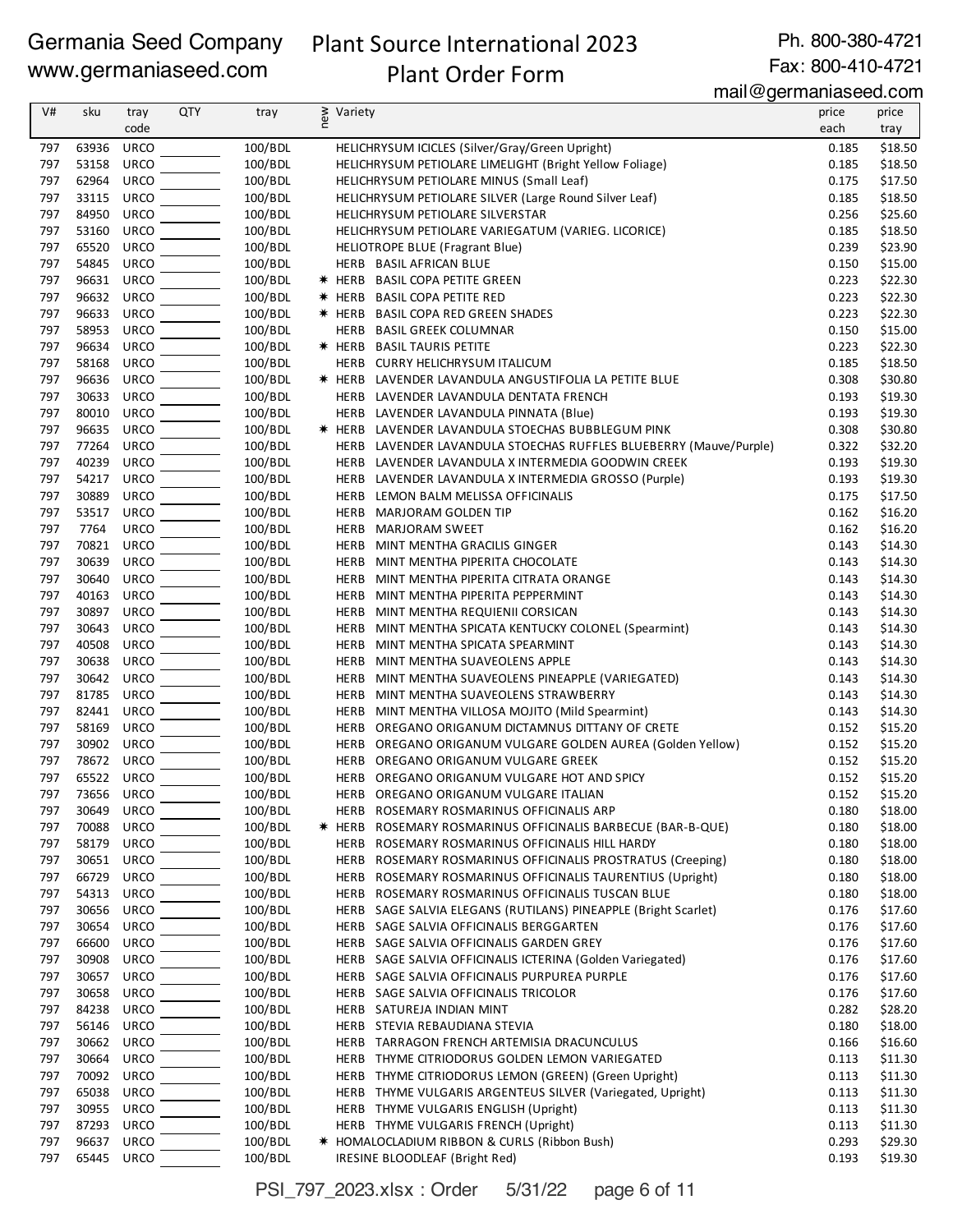Germania Seed Company
www.germaniaseed.com

# Plant Source International 2023
## Plant Order Form

Ph. 800-380-4721
Fax: 800-410-4721
mail@germaniaseed.com

| V# | sku | tray code | QTY | tray | new | Variety | price each | price tray |
|---|---|---|---|---|---|---|---|---|
| 797 | 63936 | URCO | | 100/BDL | | HELICHRYSUM ICICLES (Silver/Gray/Green Upright) | 0.185 | $18.50 |
| 797 | 53158 | URCO | | 100/BDL | | HELICHRYSUM PETIOLARE LIMELIGHT (Bright Yellow Foliage) | 0.185 | $18.50 |
| 797 | 62964 | URCO | | 100/BDL | | HELICHRYSUM PETIOLARE MINUS (Small Leaf) | 0.175 | $17.50 |
| 797 | 33115 | URCO | | 100/BDL | | HELICHRYSUM PETIOLARE SILVER (Large Round Silver Leaf) | 0.185 | $18.50 |
| 797 | 84950 | URCO | | 100/BDL | | HELICHRYSUM PETIOLARE SILVERSTAR | 0.256 | $25.60 |
| 797 | 53160 | URCO | | 100/BDL | | HELICHRYSUM PETIOLARE VARIEGATUM (VARIEG. LICORICE) | 0.185 | $18.50 |
| 797 | 65520 | URCO | | 100/BDL | | HELIOTROPE BLUE (Fragrant Blue) | 0.239 | $23.90 |
| 797 | 54845 | URCO | | 100/BDL | | HERB BASIL AFRICAN BLUE | 0.150 | $15.00 |
| 797 | 96631 | URCO | | 100/BDL | * | HERB BASIL COPA PETITE GREEN | 0.223 | $22.30 |
| 797 | 96632 | URCO | | 100/BDL | * | HERB BASIL COPA PETITE RED | 0.223 | $22.30 |
| 797 | 96633 | URCO | | 100/BDL | * | HERB BASIL COPA RED GREEN SHADES | 0.223 | $22.30 |
| 797 | 58953 | URCO | | 100/BDL | | HERB BASIL GREEK COLUMNAR | 0.150 | $15.00 |
| 797 | 96634 | URCO | | 100/BDL | * | HERB BASIL TAURIS PETITE | 0.223 | $22.30 |
| 797 | 58168 | URCO | | 100/BDL | | HERB CURRY HELICHRYSUM ITALICUM | 0.185 | $18.50 |
| 797 | 96636 | URCO | | 100/BDL | * | HERB LAVENDER LAVANDULA ANGUSTIFOLIA LA PETITE BLUE | 0.308 | $30.80 |
| 797 | 30633 | URCO | | 100/BDL | | HERB LAVENDER LAVANDULA DENTATA FRENCH | 0.193 | $19.30 |
| 797 | 80010 | URCO | | 100/BDL | | HERB LAVENDER LAVANDULA PINNATA (Blue) | 0.193 | $19.30 |
| 797 | 96635 | URCO | | 100/BDL | * | HERB LAVENDER LAVANDULA STOECHAS BUBBLEGUM PINK | 0.308 | $30.80 |
| 797 | 77264 | URCO | | 100/BDL | | HERB LAVENDER LAVANDULA STOECHAS RUFFLES BLUEBERRY (Mauve/Purple) | 0.322 | $32.20 |
| 797 | 40239 | URCO | | 100/BDL | | HERB LAVENDER LAVANDULA X INTERMEDIA GOODWIN CREEK | 0.193 | $19.30 |
| 797 | 54217 | URCO | | 100/BDL | | HERB LAVENDER LAVANDULA X INTERMEDIA GROSSO (Purple) | 0.193 | $19.30 |
| 797 | 30889 | URCO | | 100/BDL | | HERB LEMON BALM MELISSA OFFICINALIS | 0.175 | $17.50 |
| 797 | 53517 | URCO | | 100/BDL | | HERB MARJORAM GOLDEN TIP | 0.162 | $16.20 |
| 797 | 7764 | URCO | | 100/BDL | | HERB MARJORAM SWEET | 0.162 | $16.20 |
| 797 | 70821 | URCO | | 100/BDL | | HERB MINT MENTHA GRACILIS GINGER | 0.143 | $14.30 |
| 797 | 30639 | URCO | | 100/BDL | | HERB MINT MENTHA PIPERITA CHOCOLATE | 0.143 | $14.30 |
| 797 | 30640 | URCO | | 100/BDL | | HERB MINT MENTHA PIPERITA CITRATA ORANGE | 0.143 | $14.30 |
| 797 | 40163 | URCO | | 100/BDL | | HERB MINT MENTHA PIPERITA PEPPERMINT | 0.143 | $14.30 |
| 797 | 30897 | URCO | | 100/BDL | | HERB MINT MENTHA REQUIENII CORSICAN | 0.143 | $14.30 |
| 797 | 30643 | URCO | | 100/BDL | | HERB MINT MENTHA SPICATA KENTUCKY COLONEL (Spearmint) | 0.143 | $14.30 |
| 797 | 40508 | URCO | | 100/BDL | | HERB MINT MENTHA SPICATA SPEARMINT | 0.143 | $14.30 |
| 797 | 30638 | URCO | | 100/BDL | | HERB MINT MENTHA SUAVEOLENS APPLE | 0.143 | $14.30 |
| 797 | 30642 | URCO | | 100/BDL | | HERB MINT MENTHA SUAVEOLENS PINEAPPLE (VARIEGATED) | 0.143 | $14.30 |
| 797 | 81785 | URCO | | 100/BDL | | HERB MINT MENTHA SUAVEOLENS STRAWBERRY | 0.143 | $14.30 |
| 797 | 82441 | URCO | | 100/BDL | | HERB MINT MENTHA VILLOSA MOJITO (Mild Spearmint) | 0.143 | $14.30 |
| 797 | 58169 | URCO | | 100/BDL | | HERB OREGANO ORIGANUM DICTAMNUS DITTANY OF CRETE | 0.152 | $15.20 |
| 797 | 30902 | URCO | | 100/BDL | | HERB OREGANO ORIGANUM VULGARE GOLDEN AUREA (Golden Yellow) | 0.152 | $15.20 |
| 797 | 78672 | URCO | | 100/BDL | | HERB OREGANO ORIGANUM VULGARE GREEK | 0.152 | $15.20 |
| 797 | 65522 | URCO | | 100/BDL | | HERB OREGANO ORIGANUM VULGARE HOT AND SPICY | 0.152 | $15.20 |
| 797 | 73656 | URCO | | 100/BDL | | HERB OREGANO ORIGANUM VULGARE ITALIAN | 0.152 | $15.20 |
| 797 | 30649 | URCO | | 100/BDL | | HERB ROSEMARY ROSMARINUS OFFICINALIS ARP | 0.180 | $18.00 |
| 797 | 70088 | URCO | | 100/BDL | * | HERB ROSEMARY ROSMARINUS OFFICINALIS BARBECUE (BAR-B-QUE) | 0.180 | $18.00 |
| 797 | 58179 | URCO | | 100/BDL | | HERB ROSEMARY ROSMARINUS OFFICINALIS HILL HARDY | 0.180 | $18.00 |
| 797 | 30651 | URCO | | 100/BDL | | HERB ROSEMARY ROSMARINUS OFFICINALIS PROSTRATUS (Creeping) | 0.180 | $18.00 |
| 797 | 66729 | URCO | | 100/BDL | | HERB ROSEMARY ROSMARINUS OFFICINALIS TAURENTIUS (Upright) | 0.180 | $18.00 |
| 797 | 54313 | URCO | | 100/BDL | | HERB ROSEMARY ROSMARINUS OFFICINALIS TUSCAN BLUE | 0.180 | $18.00 |
| 797 | 30656 | URCO | | 100/BDL | | HERB SAGE SALVIA ELEGANS (RUTILANS) PINEAPPLE (Bright Scarlet) | 0.176 | $17.60 |
| 797 | 30654 | URCO | | 100/BDL | | HERB SAGE SALVIA OFFICINALIS BERGGARTEN | 0.176 | $17.60 |
| 797 | 66600 | URCO | | 100/BDL | | HERB SAGE SALVIA OFFICINALIS GARDEN GREY | 0.176 | $17.60 |
| 797 | 30908 | URCO | | 100/BDL | | HERB SAGE SALVIA OFFICINALIS ICTERINA (Golden Variegated) | 0.176 | $17.60 |
| 797 | 30657 | URCO | | 100/BDL | | HERB SAGE SALVIA OFFICINALIS PURPUREA PURPLE | 0.176 | $17.60 |
| 797 | 30658 | URCO | | 100/BDL | | HERB SAGE SALVIA OFFICINALIS TRICOLOR | 0.176 | $17.60 |
| 797 | 84238 | URCO | | 100/BDL | | HERB SATUREJA INDIAN MINT | 0.282 | $28.20 |
| 797 | 56146 | URCO | | 100/BDL | | HERB STEVIA REBAUDIANA STEVIA | 0.180 | $18.00 |
| 797 | 30662 | URCO | | 100/BDL | | HERB TARRAGON FRENCH ARTEMISIA DRACUNCULUS | 0.166 | $16.60 |
| 797 | 30664 | URCO | | 100/BDL | | HERB THYME CITRIODORUS GOLDEN LEMON VARIEGATED | 0.113 | $11.30 |
| 797 | 70092 | URCO | | 100/BDL | | HERB THYME CITRIODORUS LEMON (GREEN) (Green Upright) | 0.113 | $11.30 |
| 797 | 65038 | URCO | | 100/BDL | | HERB THYME VULGARIS ARGENTEUS SILVER (Variegated, Upright) | 0.113 | $11.30 |
| 797 | 30955 | URCO | | 100/BDL | | HERB THYME VULGARIS ENGLISH (Upright) | 0.113 | $11.30 |
| 797 | 87293 | URCO | | 100/BDL | | HERB THYME VULGARIS FRENCH (Upright) | 0.113 | $11.30 |
| 797 | 96637 | URCO | | 100/BDL | * | HOMALOCLADIUM RIBBON & CURLS (Ribbon Bush) | 0.293 | $29.30 |
| 797 | 65445 | URCO | | 100/BDL | | IRESINE BLOODLEAF (Bright Red) | 0.193 | $19.30 |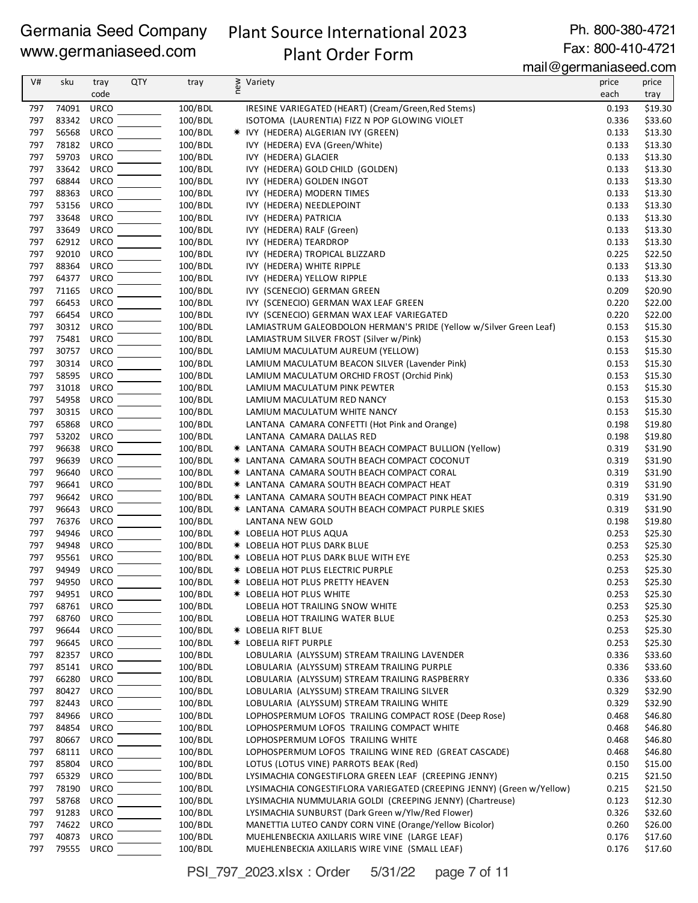Germania Seed Company
www.germaniaseed.com

# Plant Source International 2023
## Plant Order Form

Ph. 800-380-4721
Fax: 800-410-4721
mail@germaniaseed.com

| V# | sku | tray code | QTY | tray | new | Variety | price each | price tray |
|---|---|---|---|---|---|---|---|---|
| 797 | 74091 | URCO | | 100/BDL | | IRESINE VARIEGATED (HEART) (Cream/Green,Red Stems) | 0.193 | $19.30 |
| 797 | 83342 | URCO | | 100/BDL | | ISOTOMA (LAURENTIA) FIZZ N POP GLOWING VIOLET | 0.336 | $33.60 |
| 797 | 56568 | URCO | | 100/BDL | ✱ | IVY (HEDERA) ALGERIAN IVY (GREEN) | 0.133 | $13.30 |
| 797 | 78182 | URCO | | 100/BDL | | IVY (HEDERA) EVA (Green/White) | 0.133 | $13.30 |
| 797 | 59703 | URCO | | 100/BDL | | IVY (HEDERA) GLACIER | 0.133 | $13.30 |
| 797 | 33642 | URCO | | 100/BDL | | IVY (HEDERA) GOLD CHILD (GOLDEN) | 0.133 | $13.30 |
| 797 | 68844 | URCO | | 100/BDL | | IVY (HEDERA) GOLDEN INGOT | 0.133 | $13.30 |
| 797 | 88363 | URCO | | 100/BDL | | IVY (HEDERA) MODERN TIMES | 0.133 | $13.30 |
| 797 | 53156 | URCO | | 100/BDL | | IVY (HEDERA) NEEDLEPOINT | 0.133 | $13.30 |
| 797 | 33648 | URCO | | 100/BDL | | IVY (HEDERA) PATRICIA | 0.133 | $13.30 |
| 797 | 33649 | URCO | | 100/BDL | | IVY (HEDERA) RALF (Green) | 0.133 | $13.30 |
| 797 | 62912 | URCO | | 100/BDL | | IVY (HEDERA) TEARDROP | 0.133 | $13.30 |
| 797 | 92010 | URCO | | 100/BDL | | IVY (HEDERA) TROPICAL BLIZZARD | 0.225 | $22.50 |
| 797 | 88364 | URCO | | 100/BDL | | IVY (HEDERA) WHITE RIPPLE | 0.133 | $13.30 |
| 797 | 64377 | URCO | | 100/BDL | | IVY (HEDERA) YELLOW RIPPLE | 0.133 | $13.30 |
| 797 | 71165 | URCO | | 100/BDL | | IVY (SCENECIO) GERMAN GREEN | 0.209 | $20.90 |
| 797 | 66453 | URCO | | 100/BDL | | IVY (SCENECIO) GERMAN WAX LEAF GREEN | 0.220 | $22.00 |
| 797 | 66454 | URCO | | 100/BDL | | IVY (SCENECIO) GERMAN WAX LEAF VARIEGATED | 0.220 | $22.00 |
| 797 | 30312 | URCO | | 100/BDL | | LAMIASTRUM GALEOBDOLON HERMAN'S PRIDE (Yellow w/Silver Green Leaf) | 0.153 | $15.30 |
| 797 | 75481 | URCO | | 100/BDL | | LAMIASTRUM SILVER FROST (Silver w/Pink) | 0.153 | $15.30 |
| 797 | 30757 | URCO | | 100/BDL | | LAMIUM MACULATUM AUREUM (YELLOW) | 0.153 | $15.30 |
| 797 | 30314 | URCO | | 100/BDL | | LAMIUM MACULATUM BEACON SILVER (Lavender Pink) | 0.153 | $15.30 |
| 797 | 58595 | URCO | | 100/BDL | | LAMIUM MACULATUM ORCHID FROST (Orchid Pink) | 0.153 | $15.30 |
| 797 | 31018 | URCO | | 100/BDL | | LAMIUM MACULATUM PINK PEWTER | 0.153 | $15.30 |
| 797 | 54958 | URCO | | 100/BDL | | LAMIUM MACULATUM RED NANCY | 0.153 | $15.30 |
| 797 | 30315 | URCO | | 100/BDL | | LAMIUM MACULATUM WHITE NANCY | 0.153 | $15.30 |
| 797 | 65868 | URCO | | 100/BDL | | LANTANA CAMARA CONFETTI (Hot Pink and Orange) | 0.198 | $19.80 |
| 797 | 53202 | URCO | | 100/BDL | | LANTANA CAMARA DALLAS RED | 0.198 | $19.80 |
| 797 | 96638 | URCO | | 100/BDL | ✱ | LANTANA CAMARA SOUTH BEACH COMPACT BULLION (Yellow) | 0.319 | $31.90 |
| 797 | 96639 | URCO | | 100/BDL | ✱ | LANTANA CAMARA SOUTH BEACH COMPACT COCONUT | 0.319 | $31.90 |
| 797 | 96640 | URCO | | 100/BDL | ✱ | LANTANA CAMARA SOUTH BEACH COMPACT CORAL | 0.319 | $31.90 |
| 797 | 96641 | URCO | | 100/BDL | ✱ | LANTANA CAMARA SOUTH BEACH COMPACT HEAT | 0.319 | $31.90 |
| 797 | 96642 | URCO | | 100/BDL | ✱ | LANTANA CAMARA SOUTH BEACH COMPACT PINK HEAT | 0.319 | $31.90 |
| 797 | 96643 | URCO | | 100/BDL | ✱ | LANTANA CAMARA SOUTH BEACH COMPACT PURPLE SKIES | 0.319 | $31.90 |
| 797 | 76376 | URCO | | 100/BDL | | LANTANA NEW GOLD | 0.198 | $19.80 |
| 797 | 94946 | URCO | | 100/BDL | ✱ | LOBELIA HOT PLUS AQUA | 0.253 | $25.30 |
| 797 | 94948 | URCO | | 100/BDL | ✱ | LOBELIA HOT PLUS DARK BLUE | 0.253 | $25.30 |
| 797 | 95561 | URCO | | 100/BDL | ✱ | LOBELIA HOT PLUS DARK BLUE WITH EYE | 0.253 | $25.30 |
| 797 | 94949 | URCO | | 100/BDL | ✱ | LOBELIA HOT PLUS ELECTRIC PURPLE | 0.253 | $25.30 |
| 797 | 94950 | URCO | | 100/BDL | ✱ | LOBELIA HOT PLUS PRETTY HEAVEN | 0.253 | $25.30 |
| 797 | 94951 | URCO | | 100/BDL | ✱ | LOBELIA HOT PLUS WHITE | 0.253 | $25.30 |
| 797 | 68761 | URCO | | 100/BDL | | LOBELIA HOT TRAILING SNOW WHITE | 0.253 | $25.30 |
| 797 | 68760 | URCO | | 100/BDL | | LOBELIA HOT TRAILING WATER BLUE | 0.253 | $25.30 |
| 797 | 96644 | URCO | | 100/BDL | ✱ | LOBELIA RIFT BLUE | 0.253 | $25.30 |
| 797 | 96645 | URCO | | 100/BDL | ✱ | LOBELIA RIFT PURPLE | 0.253 | $25.30 |
| 797 | 82357 | URCO | | 100/BDL | | LOBULARIA (ALYSSUM) STREAM TRAILING LAVENDER | 0.336 | $33.60 |
| 797 | 85141 | URCO | | 100/BDL | | LOBULARIA (ALYSSUM) STREAM TRAILING PURPLE | 0.336 | $33.60 |
| 797 | 66280 | URCO | | 100/BDL | | LOBULARIA (ALYSSUM) STREAM TRAILING RASPBERRY | 0.336 | $33.60 |
| 797 | 80427 | URCO | | 100/BDL | | LOBULARIA (ALYSSUM) STREAM TRAILING SILVER | 0.329 | $32.90 |
| 797 | 82443 | URCO | | 100/BDL | | LOBULARIA (ALYSSUM) STREAM TRAILING WHITE | 0.329 | $32.90 |
| 797 | 84966 | URCO | | 100/BDL | | LOPHOSPERMUM LOFOS TRAILING COMPACT ROSE (Deep Rose) | 0.468 | $46.80 |
| 797 | 84854 | URCO | | 100/BDL | | LOPHOSPERMUM LOFOS TRAILING COMPACT WHITE | 0.468 | $46.80 |
| 797 | 80667 | URCO | | 100/BDL | | LOPHOSPERMUM LOFOS TRAILING WHITE | 0.468 | $46.80 |
| 797 | 68111 | URCO | | 100/BDL | | LOPHOSPERMUM LOFOS TRAILING WINE RED (GREAT CASCADE) | 0.468 | $46.80 |
| 797 | 85804 | URCO | | 100/BDL | | LOTUS (LOTUS VINE) PARROTS BEAK (Red) | 0.150 | $15.00 |
| 797 | 65329 | URCO | | 100/BDL | | LYSIMACHIA CONGESTIFLORA GREEN LEAF (CREEPING JENNY) | 0.215 | $21.50 |
| 797 | 78190 | URCO | | 100/BDL | | LYSIMACHIA CONGESTIFLORA VARIEGATED (CREEPING JENNY) (Green w/Yellow) | 0.215 | $21.50 |
| 797 | 58768 | URCO | | 100/BDL | | LYSIMACHIA NUMMULARIA GOLDI (CREEPING JENNY) (Chartreuse) | 0.123 | $12.30 |
| 797 | 91283 | URCO | | 100/BDL | | LYSIMACHIA SUNBURST (Dark Green w/Ylw/Red Flower) | 0.326 | $32.60 |
| 797 | 74622 | URCO | | 100/BDL | | MANETTIA LUTEO CANDY CORN VINE (Orange/Yellow Bicolor) | 0.260 | $26.00 |
| 797 | 40873 | URCO | | 100/BDL | | MUEHLENBECKIA AXILLARIS WIRE VINE (LARGE LEAF) | 0.176 | $17.60 |
| 797 | 79555 | URCO | | 100/BDL | | MUEHLENBECKIA AXILLARIS WIRE VINE (SMALL LEAF) | 0.176 | $17.60 |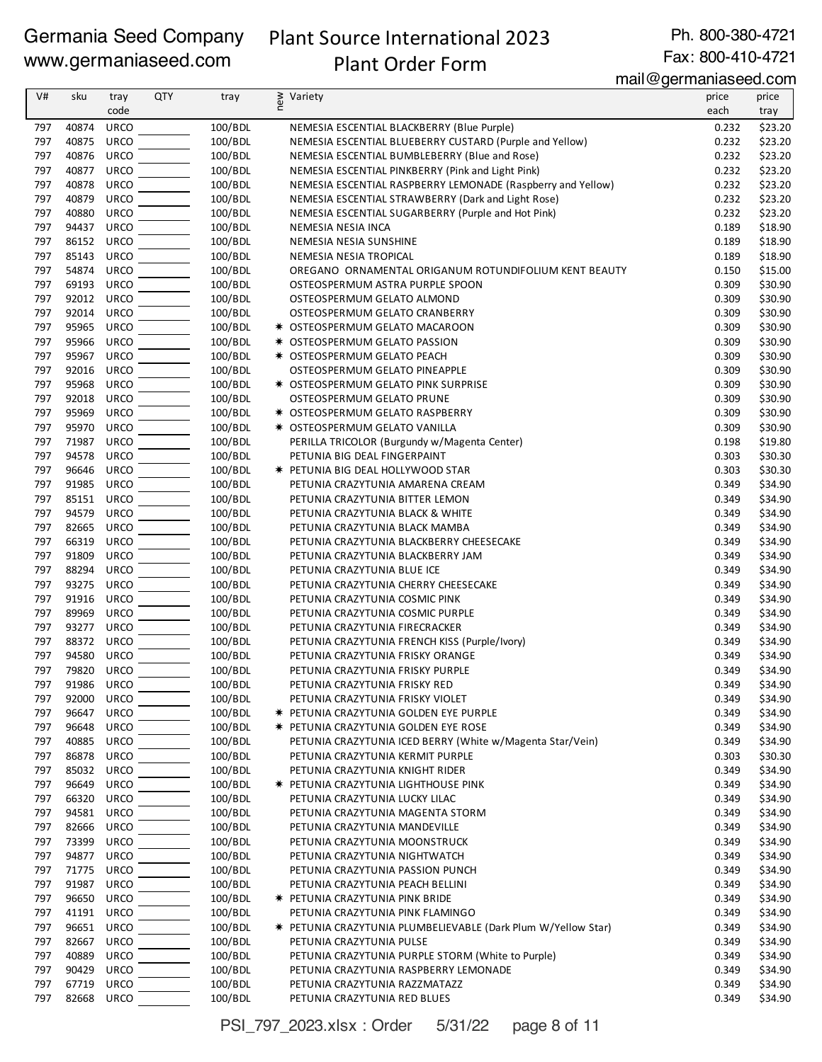Germania Seed Company
www.germaniaseed.com

# Plant Source International 2023
## Plant Order Form

Ph. 800-380-4721
Fax: 800-410-4721
mail@germaniaseed.com

| V# | sku | tray code | QTY | tray | new | Variety | price each | price tray |
|---|---|---|---|---|---|---|---|---|
| 797 | 40874 | URCO | | 100/BDL | | NEMESIA ESCENTIAL BLACKBERRY (Blue Purple) | 0.232 | $23.20 |
| 797 | 40875 | URCO | | 100/BDL | | NEMESIA ESCENTIAL BLUEBERRY CUSTARD (Purple and Yellow) | 0.232 | $23.20 |
| 797 | 40876 | URCO | | 100/BDL | | NEMESIA ESCENTIAL BUMBLEBERRY (Blue and Rose) | 0.232 | $23.20 |
| 797 | 40877 | URCO | | 100/BDL | | NEMESIA ESCENTIAL PINKBERRY (Pink and Light Pink) | 0.232 | $23.20 |
| 797 | 40878 | URCO | | 100/BDL | | NEMESIA ESCENTIAL RASPBERRY LEMONADE (Raspberry and Yellow) | 0.232 | $23.20 |
| 797 | 40879 | URCO | | 100/BDL | | NEMESIA ESCENTIAL STRAWBERRY (Dark and Light Rose) | 0.232 | $23.20 |
| 797 | 40880 | URCO | | 100/BDL | | NEMESIA ESCENTIAL SUGARBERRY (Purple and Hot Pink) | 0.232 | $23.20 |
| 797 | 94437 | URCO | | 100/BDL | | NEMESIA NESIA INCA | 0.189 | $18.90 |
| 797 | 86152 | URCO | | 100/BDL | | NEMESIA NESIA SUNSHINE | 0.189 | $18.90 |
| 797 | 85143 | URCO | | 100/BDL | | NEMESIA NESIA TROPICAL | 0.189 | $18.90 |
| 797 | 54874 | URCO | | 100/BDL | | OREGANO ORNAMENTAL ORIGANUM ROTUNDIFOLIUM KENT BEAUTY | 0.150 | $15.00 |
| 797 | 69193 | URCO | | 100/BDL | | OSTEOSPERMUM ASTRA PURPLE SPOON | 0.309 | $30.90 |
| 797 | 92012 | URCO | | 100/BDL | | OSTEOSPERMUM GELATO ALMOND | 0.309 | $30.90 |
| 797 | 92014 | URCO | | 100/BDL | | OSTEOSPERMUM GELATO CRANBERRY | 0.309 | $30.90 |
| 797 | 95965 | URCO | | 100/BDL | * | OSTEOSPERMUM GELATO MACAROON | 0.309 | $30.90 |
| 797 | 95966 | URCO | | 100/BDL | * | OSTEOSPERMUM GELATO PASSION | 0.309 | $30.90 |
| 797 | 95967 | URCO | | 100/BDL | * | OSTEOSPERMUM GELATO PEACH | 0.309 | $30.90 |
| 797 | 92016 | URCO | | 100/BDL | | OSTEOSPERMUM GELATO PINEAPPLE | 0.309 | $30.90 |
| 797 | 95968 | URCO | | 100/BDL | * | OSTEOSPERMUM GELATO PINK SURPRISE | 0.309 | $30.90 |
| 797 | 92018 | URCO | | 100/BDL | | OSTEOSPERMUM GELATO PRUNE | 0.309 | $30.90 |
| 797 | 95969 | URCO | | 100/BDL | * | OSTEOSPERMUM GELATO RASPBERRY | 0.309 | $30.90 |
| 797 | 95970 | URCO | | 100/BDL | * | OSTEOSPERMUM GELATO VANILLA | 0.309 | $30.90 |
| 797 | 71987 | URCO | | 100/BDL | | PERILLA TRICOLOR (Burgundy w/Magenta Center) | 0.198 | $19.80 |
| 797 | 94578 | URCO | | 100/BDL | | PETUNIA BIG DEAL FINGERPAINT | 0.303 | $30.30 |
| 797 | 96646 | URCO | | 100/BDL | * | PETUNIA BIG DEAL HOLLYWOOD STAR | 0.303 | $30.30 |
| 797 | 91985 | URCO | | 100/BDL | | PETUNIA CRAZYTUNIA AMARENA CREAM | 0.349 | $34.90 |
| 797 | 85151 | URCO | | 100/BDL | | PETUNIA CRAZYTUNIA BITTER LEMON | 0.349 | $34.90 |
| 797 | 94579 | URCO | | 100/BDL | | PETUNIA CRAZYTUNIA BLACK & WHITE | 0.349 | $34.90 |
| 797 | 82665 | URCO | | 100/BDL | | PETUNIA CRAZYTUNIA BLACK MAMBA | 0.349 | $34.90 |
| 797 | 66319 | URCO | | 100/BDL | | PETUNIA CRAZYTUNIA BLACKBERRY CHEESECAKE | 0.349 | $34.90 |
| 797 | 91809 | URCO | | 100/BDL | | PETUNIA CRAZYTUNIA BLACKBERRY JAM | 0.349 | $34.90 |
| 797 | 88294 | URCO | | 100/BDL | | PETUNIA CRAZYTUNIA BLUE ICE | 0.349 | $34.90 |
| 797 | 93275 | URCO | | 100/BDL | | PETUNIA CRAZYTUNIA CHERRY CHEESECAKE | 0.349 | $34.90 |
| 797 | 91916 | URCO | | 100/BDL | | PETUNIA CRAZYTUNIA COSMIC PINK | 0.349 | $34.90 |
| 797 | 89969 | URCO | | 100/BDL | | PETUNIA CRAZYTUNIA COSMIC PURPLE | 0.349 | $34.90 |
| 797 | 93277 | URCO | | 100/BDL | | PETUNIA CRAZYTUNIA FIRECRACKER | 0.349 | $34.90 |
| 797 | 88372 | URCO | | 100/BDL | | PETUNIA CRAZYTUNIA FRENCH KISS (Purple/Ivory) | 0.349 | $34.90 |
| 797 | 94580 | URCO | | 100/BDL | | PETUNIA CRAZYTUNIA FRISKY ORANGE | 0.349 | $34.90 |
| 797 | 79820 | URCO | | 100/BDL | | PETUNIA CRAZYTUNIA FRISKY PURPLE | 0.349 | $34.90 |
| 797 | 91986 | URCO | | 100/BDL | | PETUNIA CRAZYTUNIA FRISKY RED | 0.349 | $34.90 |
| 797 | 92000 | URCO | | 100/BDL | | PETUNIA CRAZYTUNIA FRISKY VIOLET | 0.349 | $34.90 |
| 797 | 96647 | URCO | | 100/BDL | * | PETUNIA CRAZYTUNIA GOLDEN EYE PURPLE | 0.349 | $34.90 |
| 797 | 96648 | URCO | | 100/BDL | * | PETUNIA CRAZYTUNIA GOLDEN EYE ROSE | 0.349 | $34.90 |
| 797 | 40885 | URCO | | 100/BDL | | PETUNIA CRAZYTUNIA ICED BERRY (White w/Magenta Star/Vein) | 0.349 | $34.90 |
| 797 | 86878 | URCO | | 100/BDL | | PETUNIA CRAZYTUNIA KERMIT PURPLE | 0.303 | $30.30 |
| 797 | 85032 | URCO | | 100/BDL | | PETUNIA CRAZYTUNIA KNIGHT RIDER | 0.349 | $34.90 |
| 797 | 96649 | URCO | | 100/BDL | * | PETUNIA CRAZYTUNIA LIGHTHOUSE PINK | 0.349 | $34.90 |
| 797 | 66320 | URCO | | 100/BDL | | PETUNIA CRAZYTUNIA LUCKY LILAC | 0.349 | $34.90 |
| 797 | 94581 | URCO | | 100/BDL | | PETUNIA CRAZYTUNIA MAGENTA STORM | 0.349 | $34.90 |
| 797 | 82666 | URCO | | 100/BDL | | PETUNIA CRAZYTUNIA MANDEVILLE | 0.349 | $34.90 |
| 797 | 73399 | URCO | | 100/BDL | | PETUNIA CRAZYTUNIA MOONSTRUCK | 0.349 | $34.90 |
| 797 | 94877 | URCO | | 100/BDL | | PETUNIA CRAZYTUNIA NIGHTWATCH | 0.349 | $34.90 |
| 797 | 71775 | URCO | | 100/BDL | | PETUNIA CRAZYTUNIA PASSION PUNCH | 0.349 | $34.90 |
| 797 | 91987 | URCO | | 100/BDL | | PETUNIA CRAZYTUNIA PEACH BELLINI | 0.349 | $34.90 |
| 797 | 96650 | URCO | | 100/BDL | * | PETUNIA CRAZYTUNIA PINK BRIDE | 0.349 | $34.90 |
| 797 | 41191 | URCO | | 100/BDL | | PETUNIA CRAZYTUNIA PINK FLAMINGO | 0.349 | $34.90 |
| 797 | 96651 | URCO | | 100/BDL | * | PETUNIA CRAZYTUNIA PLUMBELIEVABLE (Dark Plum W/Yellow Star) | 0.349 | $34.90 |
| 797 | 82667 | URCO | | 100/BDL | | PETUNIA CRAZYTUNIA PULSE | 0.349 | $34.90 |
| 797 | 40889 | URCO | | 100/BDL | | PETUNIA CRAZYTUNIA PURPLE STORM (White to Purple) | 0.349 | $34.90 |
| 797 | 90429 | URCO | | 100/BDL | | PETUNIA CRAZYTUNIA RASPBERRY LEMONADE | 0.349 | $34.90 |
| 797 | 67719 | URCO | | 100/BDL | | PETUNIA CRAZYTUNIA RAZZMATAZZ | 0.349 | $34.90 |
| 797 | 82668 | URCO | | 100/BDL | | PETUNIA CRAZYTUNIA RED BLUES | 0.349 | $34.90 |

PSI_797_2023.xlsx : Order 5/31/22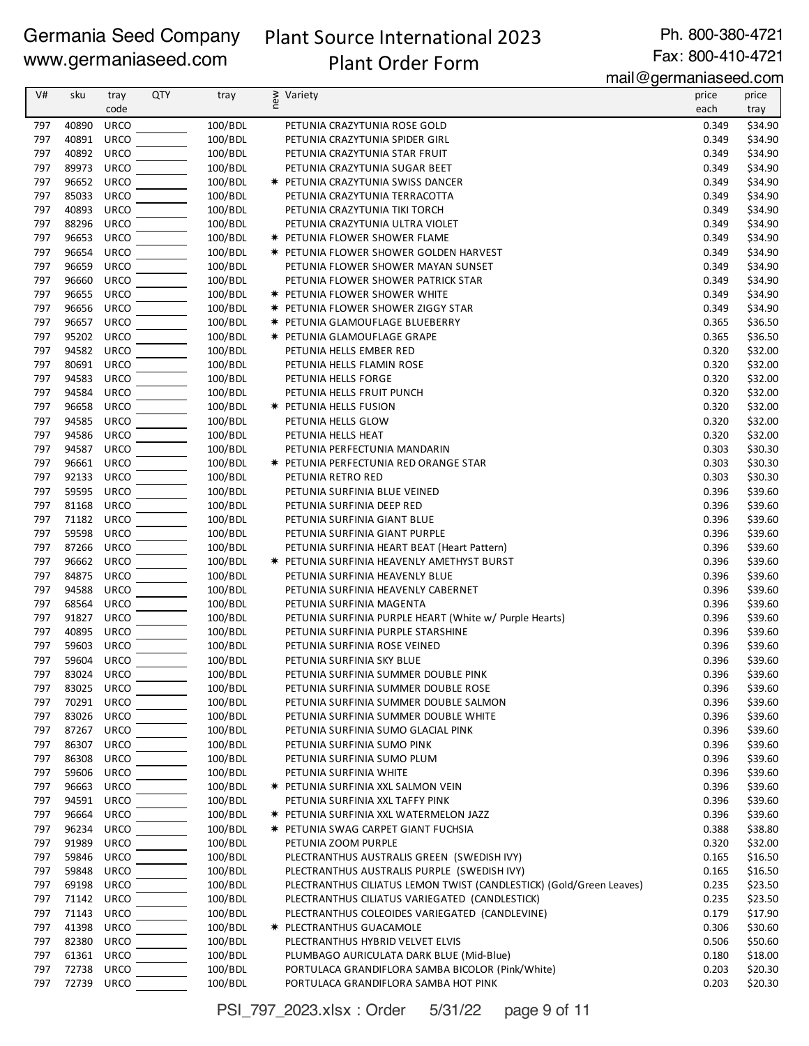# Germania Seed Company
www.germaniaseed.com

# Plant Source International 2023
## Plant Order Form

Ph. 800-380-4721
Fax: 800-410-4721
mail@germaniaseed.com

| V# | sku | tray code | QTY | tray | new | Variety | price each | price tray |
|---|---|---|---|---|---|---|---|---|
| 797 | 40890 | URCO | | 100/BDL | | PETUNIA CRAZYTUNIA ROSE GOLD | 0.349 | $34.90 |
| 797 | 40891 | URCO | | 100/BDL | | PETUNIA CRAZYTUNIA SPIDER GIRL | 0.349 | $34.90 |
| 797 | 40892 | URCO | | 100/BDL | | PETUNIA CRAZYTUNIA STAR FRUIT | 0.349 | $34.90 |
| 797 | 89973 | URCO | | 100/BDL | | PETUNIA CRAZYTUNIA SUGAR BEET | 0.349 | $34.90 |
| 797 | 96652 | URCO | | 100/BDL | * | PETUNIA CRAZYTUNIA SWISS DANCER | 0.349 | $34.90 |
| 797 | 85033 | URCO | | 100/BDL | | PETUNIA CRAZYTUNIA TERRACOTTA | 0.349 | $34.90 |
| 797 | 40893 | URCO | | 100/BDL | | PETUNIA CRAZYTUNIA TIKI TORCH | 0.349 | $34.90 |
| 797 | 88296 | URCO | | 100/BDL | | PETUNIA CRAZYTUNIA ULTRA VIOLET | 0.349 | $34.90 |
| 797 | 96653 | URCO | | 100/BDL | * | PETUNIA FLOWER SHOWER FLAME | 0.349 | $34.90 |
| 797 | 96654 | URCO | | 100/BDL | * | PETUNIA FLOWER SHOWER GOLDEN HARVEST | 0.349 | $34.90 |
| 797 | 96659 | URCO | | 100/BDL | | PETUNIA FLOWER SHOWER MAYAN SUNSET | 0.349 | $34.90 |
| 797 | 96660 | URCO | | 100/BDL | | PETUNIA FLOWER SHOWER PATRICK STAR | 0.349 | $34.90 |
| 797 | 96655 | URCO | | 100/BDL | * | PETUNIA FLOWER SHOWER WHITE | 0.349 | $34.90 |
| 797 | 96656 | URCO | | 100/BDL | * | PETUNIA FLOWER SHOWER ZIGGY STAR | 0.349 | $34.90 |
| 797 | 96657 | URCO | | 100/BDL | * | PETUNIA GLAMOUFLAGE BLUEBERRY | 0.365 | $36.50 |
| 797 | 95202 | URCO | | 100/BDL | * | PETUNIA GLAMOUFLAGE GRAPE | 0.365 | $36.50 |
| 797 | 94582 | URCO | | 100/BDL | | PETUNIA HELLS EMBER RED | 0.320 | $32.00 |
| 797 | 80691 | URCO | | 100/BDL | | PETUNIA HELLS FLAMIN ROSE | 0.320 | $32.00 |
| 797 | 94583 | URCO | | 100/BDL | | PETUNIA HELLS FORGE | 0.320 | $32.00 |
| 797 | 94584 | URCO | | 100/BDL | | PETUNIA HELLS FRUIT PUNCH | 0.320 | $32.00 |
| 797 | 96658 | URCO | | 100/BDL | * | PETUNIA HELLS FUSION | 0.320 | $32.00 |
| 797 | 94585 | URCO | | 100/BDL | | PETUNIA HELLS GLOW | 0.320 | $32.00 |
| 797 | 94586 | URCO | | 100/BDL | | PETUNIA HELLS HEAT | 0.320 | $32.00 |
| 797 | 94587 | URCO | | 100/BDL | | PETUNIA PERFECTUNIA MANDARIN | 0.303 | $30.30 |
| 797 | 96661 | URCO | | 100/BDL | * | PETUNIA PERFECTUNIA RED ORANGE STAR | 0.303 | $30.30 |
| 797 | 92133 | URCO | | 100/BDL | | PETUNIA RETRO RED | 0.303 | $30.30 |
| 797 | 59595 | URCO | | 100/BDL | | PETUNIA SURFINIA BLUE VEINED | 0.396 | $39.60 |
| 797 | 81168 | URCO | | 100/BDL | | PETUNIA SURFINIA DEEP RED | 0.396 | $39.60 |
| 797 | 71182 | URCO | | 100/BDL | | PETUNIA SURFINIA GIANT BLUE | 0.396 | $39.60 |
| 797 | 59598 | URCO | | 100/BDL | | PETUNIA SURFINIA GIANT PURPLE | 0.396 | $39.60 |
| 797 | 87266 | URCO | | 100/BDL | | PETUNIA SURFINIA HEART BEAT (Heart Pattern) | 0.396 | $39.60 |
| 797 | 96662 | URCO | | 100/BDL | * | PETUNIA SURFINIA HEAVENLY AMETHYST BURST | 0.396 | $39.60 |
| 797 | 84875 | URCO | | 100/BDL | | PETUNIA SURFINIA HEAVENLY BLUE | 0.396 | $39.60 |
| 797 | 94588 | URCO | | 100/BDL | | PETUNIA SURFINIA HEAVENLY CABERNET | 0.396 | $39.60 |
| 797 | 68564 | URCO | | 100/BDL | | PETUNIA SURFINIA MAGENTA | 0.396 | $39.60 |
| 797 | 91827 | URCO | | 100/BDL | | PETUNIA SURFINIA PURPLE HEART (White w/ Purple Hearts) | 0.396 | $39.60 |
| 797 | 40895 | URCO | | 100/BDL | | PETUNIA SURFINIA PURPLE STARSHINE | 0.396 | $39.60 |
| 797 | 59603 | URCO | | 100/BDL | | PETUNIA SURFINIA ROSE VEINED | 0.396 | $39.60 |
| 797 | 59604 | URCO | | 100/BDL | | PETUNIA SURFINIA SKY BLUE | 0.396 | $39.60 |
| 797 | 83024 | URCO | | 100/BDL | | PETUNIA SURFINIA SUMMER DOUBLE PINK | 0.396 | $39.60 |
| 797 | 83025 | URCO | | 100/BDL | | PETUNIA SURFINIA SUMMER DOUBLE ROSE | 0.396 | $39.60 |
| 797 | 70291 | URCO | | 100/BDL | | PETUNIA SURFINIA SUMMER DOUBLE SALMON | 0.396 | $39.60 |
| 797 | 83026 | URCO | | 100/BDL | | PETUNIA SURFINIA SUMMER DOUBLE WHITE | 0.396 | $39.60 |
| 797 | 87267 | URCO | | 100/BDL | | PETUNIA SURFINIA SUMO GLACIAL PINK | 0.396 | $39.60 |
| 797 | 86307 | URCO | | 100/BDL | | PETUNIA SURFINIA SUMO PINK | 0.396 | $39.60 |
| 797 | 86308 | URCO | | 100/BDL | | PETUNIA SURFINIA SUMO PLUM | 0.396 | $39.60 |
| 797 | 59606 | URCO | | 100/BDL | | PETUNIA SURFINIA WHITE | 0.396 | $39.60 |
| 797 | 96663 | URCO | | 100/BDL | * | PETUNIA SURFINIA XXL SALMON VEIN | 0.396 | $39.60 |
| 797 | 94591 | URCO | | 100/BDL | | PETUNIA SURFINIA XXL TAFFY PINK | 0.396 | $39.60 |
| 797 | 96664 | URCO | | 100/BDL | * | PETUNIA SURFINIA XXL WATERMELON JAZZ | 0.396 | $39.60 |
| 797 | 96234 | URCO | | 100/BDL | * | PETUNIA SWAG CARPET GIANT FUCHSIA | 0.388 | $38.80 |
| 797 | 91989 | URCO | | 100/BDL | | PETUNIA ZOOM PURPLE | 0.320 | $32.00 |
| 797 | 59846 | URCO | | 100/BDL | | PLECTRANTHUS AUSTRALIS GREEN (SWEDISH IVY) | 0.165 | $16.50 |
| 797 | 59848 | URCO | | 100/BDL | | PLECTRANTHUS AUSTRALIS PURPLE (SWEDISH IVY) | 0.165 | $16.50 |
| 797 | 69198 | URCO | | 100/BDL | | PLECTRANTHUS CILIATUS LEMON TWIST (CANDLESTICK) (Gold/Green Leaves) | 0.235 | $23.50 |
| 797 | 71142 | URCO | | 100/BDL | | PLECTRANTHUS CILIATUS VARIEGATED (CANDLESTICK) | 0.235 | $23.50 |
| 797 | 71143 | URCO | | 100/BDL | | PLECTRANTHUS COLEOIDES VARIEGATED (CANDLEVINE) | 0.179 | $17.90 |
| 797 | 41398 | URCO | | 100/BDL | * | PLECTRANTHUS GUACAMOLE | 0.306 | $30.60 |
| 797 | 82380 | URCO | | 100/BDL | | PLECTRANTHUS HYBRID VELVET ELVIS | 0.506 | $50.60 |
| 797 | 61361 | URCO | | 100/BDL | | PLUMBAGO AURICULATA DARK BLUE (Mid-Blue) | 0.180 | $18.00 |
| 797 | 72738 | URCO | | 100/BDL | | PORTULACA GRANDIFLORA SAMBA BICOLOR (Pink/White) | 0.203 | $20.30 |
| 797 | 72739 | URCO | | 100/BDL | | PORTULACA GRANDIFLORA SAMBA HOT PINK | 0.203 | $20.30 |

PSI_797_2023.xlsx : Order 5/31/22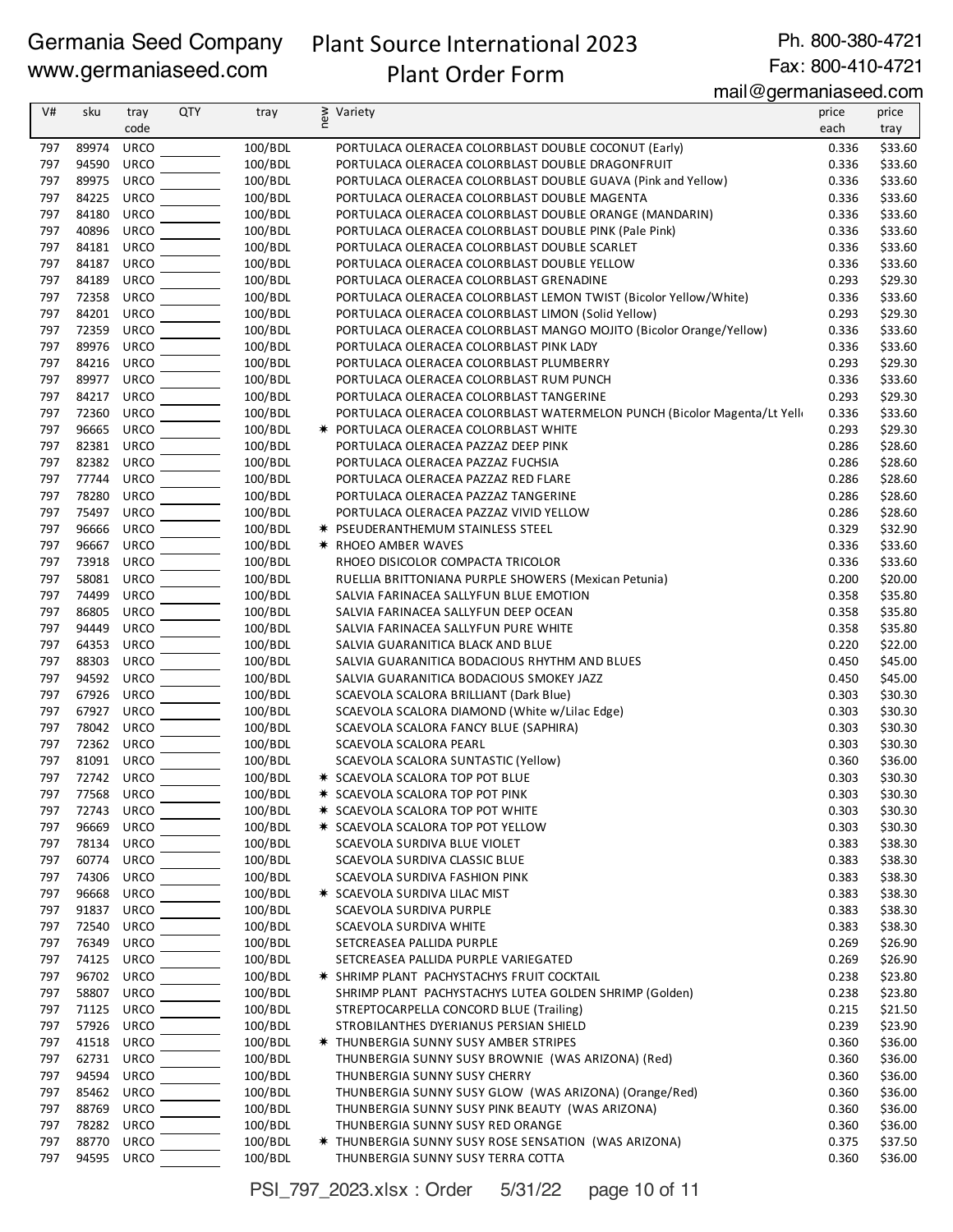Germania Seed Company
www.germaniaseed.com

# Plant Source International 2023 Plant Order Form

Ph. 800-380-4721
Fax: 800-410-4721
mail@germaniaseed.com

| V# | sku | tray code | QTY | tray | new | Variety | price each | price tray |
|---|---|---|---|---|---|---|---|---|
| 797 | 89974 | URCO | | 100/BDL | | PORTULACA OLERACEA COLORBLAST DOUBLE COCONUT (Early) | 0.336 | $33.60 |
| 797 | 94590 | URCO | | 100/BDL | | PORTULACA OLERACEA COLORBLAST DOUBLE DRAGONFRUIT | 0.336 | $33.60 |
| 797 | 89975 | URCO | | 100/BDL | | PORTULACA OLERACEA COLORBLAST DOUBLE GUAVA (Pink and Yellow) | 0.336 | $33.60 |
| 797 | 84225 | URCO | | 100/BDL | | PORTULACA OLERACEA COLORBLAST DOUBLE MAGENTA | 0.336 | $33.60 |
| 797 | 84180 | URCO | | 100/BDL | | PORTULACA OLERACEA COLORBLAST DOUBLE ORANGE (MANDARIN) | 0.336 | $33.60 |
| 797 | 40896 | URCO | | 100/BDL | | PORTULACA OLERACEA COLORBLAST DOUBLE PINK (Pale Pink) | 0.336 | $33.60 |
| 797 | 84181 | URCO | | 100/BDL | | PORTULACA OLERACEA COLORBLAST DOUBLE SCARLET | 0.336 | $33.60 |
| 797 | 84187 | URCO | | 100/BDL | | PORTULACA OLERACEA COLORBLAST DOUBLE YELLOW | 0.336 | $33.60 |
| 797 | 84189 | URCO | | 100/BDL | | PORTULACA OLERACEA COLORBLAST GRENADINE | 0.293 | $29.30 |
| 797 | 72358 | URCO | | 100/BDL | | PORTULACA OLERACEA COLORBLAST LEMON TWIST (Bicolor Yellow/White) | 0.336 | $33.60 |
| 797 | 84201 | URCO | | 100/BDL | | PORTULACA OLERACEA COLORBLAST LIMON (Solid Yellow) | 0.293 | $29.30 |
| 797 | 72359 | URCO | | 100/BDL | | PORTULACA OLERACEA COLORBLAST MANGO MOJITO (Bicolor Orange/Yellow) | 0.336 | $33.60 |
| 797 | 89976 | URCO | | 100/BDL | | PORTULACA OLERACEA COLORBLAST PINK LADY | 0.336 | $33.60 |
| 797 | 84216 | URCO | | 100/BDL | | PORTULACA OLERACEA COLORBLAST PLUMBERRY | 0.293 | $29.30 |
| 797 | 89977 | URCO | | 100/BDL | | PORTULACA OLERACEA COLORBLAST RUM PUNCH | 0.336 | $33.60 |
| 797 | 84217 | URCO | | 100/BDL | | PORTULACA OLERACEA COLORBLAST TANGERINE | 0.293 | $29.30 |
| 797 | 72360 | URCO | | 100/BDL | | PORTULACA OLERACEA COLORBLAST WATERMELON PUNCH (Bicolor Magenta/Lt Yell | 0.336 | $33.60 |
| 797 | 96665 | URCO | | 100/BDL | * | PORTULACA OLERACEA COLORBLAST WHITE | 0.293 | $29.30 |
| 797 | 82381 | URCO | | 100/BDL | | PORTULACA OLERACEA PAZZAZ DEEP PINK | 0.286 | $28.60 |
| 797 | 82382 | URCO | | 100/BDL | | PORTULACA OLERACEA PAZZAZ FUCHSIA | 0.286 | $28.60 |
| 797 | 77744 | URCO | | 100/BDL | | PORTULACA OLERACEA PAZZAZ RED FLARE | 0.286 | $28.60 |
| 797 | 78280 | URCO | | 100/BDL | | PORTULACA OLERACEA PAZZAZ TANGERINE | 0.286 | $28.60 |
| 797 | 75497 | URCO | | 100/BDL | | PORTULACA OLERACEA PAZZAZ VIVID YELLOW | 0.286 | $28.60 |
| 797 | 96666 | URCO | | 100/BDL | * | PSEUDERANTHEMUM STAINLESS STEEL | 0.329 | $32.90 |
| 797 | 96667 | URCO | | 100/BDL | * | RHOEO AMBER WAVES | 0.336 | $33.60 |
| 797 | 73918 | URCO | | 100/BDL | | RHOEO DISICOLOR COMPACTA TRICOLOR | 0.336 | $33.60 |
| 797 | 58081 | URCO | | 100/BDL | | RUELLIA BRITTONIANA PURPLE SHOWERS (Mexican Petunia) | 0.200 | $20.00 |
| 797 | 74499 | URCO | | 100/BDL | | SALVIA FARINACEA SALLYFUN BLUE EMOTION | 0.358 | $35.80 |
| 797 | 86805 | URCO | | 100/BDL | | SALVIA FARINACEA SALLYFUN DEEP OCEAN | 0.358 | $35.80 |
| 797 | 94449 | URCO | | 100/BDL | | SALVIA FARINACEA SALLYFUN PURE WHITE | 0.358 | $35.80 |
| 797 | 64353 | URCO | | 100/BDL | | SALVIA GUARANITICA BLACK AND BLUE | 0.220 | $22.00 |
| 797 | 88303 | URCO | | 100/BDL | | SALVIA GUARANITICA BODACIOUS RHYTHM AND BLUES | 0.450 | $45.00 |
| 797 | 94592 | URCO | | 100/BDL | | SALVIA GUARANITICA BODACIOUS SMOKEY JAZZ | 0.450 | $45.00 |
| 797 | 67926 | URCO | | 100/BDL | | SCAEVOLA SCALORA BRILLIANT (Dark Blue) | 0.303 | $30.30 |
| 797 | 67927 | URCO | | 100/BDL | | SCAEVOLA SCALORA DIAMOND (White w/Lilac Edge) | 0.303 | $30.30 |
| 797 | 78042 | URCO | | 100/BDL | | SCAEVOLA SCALORA FANCY BLUE (SAPHIRA) | 0.303 | $30.30 |
| 797 | 72362 | URCO | | 100/BDL | | SCAEVOLA SCALORA PEARL | 0.303 | $30.30 |
| 797 | 81091 | URCO | | 100/BDL | | SCAEVOLA SCALORA SUNTASTIC (Yellow) | 0.360 | $36.00 |
| 797 | 72742 | URCO | | 100/BDL | * | SCAEVOLA SCALORA TOP POT BLUE | 0.303 | $30.30 |
| 797 | 77568 | URCO | | 100/BDL | * | SCAEVOLA SCALORA TOP POT PINK | 0.303 | $30.30 |
| 797 | 72743 | URCO | | 100/BDL | * | SCAEVOLA SCALORA TOP POT WHITE | 0.303 | $30.30 |
| 797 | 96669 | URCO | | 100/BDL | * | SCAEVOLA SCALORA TOP POT YELLOW | 0.303 | $30.30 |
| 797 | 78134 | URCO | | 100/BDL | | SCAEVOLA SURDIVA BLUE VIOLET | 0.383 | $38.30 |
| 797 | 60774 | URCO | | 100/BDL | | SCAEVOLA SURDIVA CLASSIC BLUE | 0.383 | $38.30 |
| 797 | 74306 | URCO | | 100/BDL | | SCAEVOLA SURDIVA FASHION PINK | 0.383 | $38.30 |
| 797 | 96668 | URCO | | 100/BDL | * | SCAEVOLA SURDIVA LILAC MIST | 0.383 | $38.30 |
| 797 | 91837 | URCO | | 100/BDL | | SCAEVOLA SURDIVA PURPLE | 0.383 | $38.30 |
| 797 | 72540 | URCO | | 100/BDL | | SCAEVOLA SURDIVA WHITE | 0.383 | $38.30 |
| 797 | 76349 | URCO | | 100/BDL | | SETCREASEA PALLIDA PURPLE | 0.269 | $26.90 |
| 797 | 74125 | URCO | | 100/BDL | | SETCREASEA PALLIDA PURPLE VARIEGATED | 0.269 | $26.90 |
| 797 | 96702 | URCO | | 100/BDL | * | SHRIMP PLANT PACHYSTACHYS FRUIT COCKTAIL | 0.238 | $23.80 |
| 797 | 58807 | URCO | | 100/BDL | | SHRIMP PLANT PACHYSTACHYS LUTEA GOLDEN SHRIMP (Golden) | 0.238 | $23.80 |
| 797 | 71125 | URCO | | 100/BDL | | STREPTOCARPELLA CONCORD BLUE (Trailing) | 0.215 | $21.50 |
| 797 | 57926 | URCO | | 100/BDL | | STROBILANTHES DYERIANUS PERSIAN SHIELD | 0.239 | $23.90 |
| 797 | 41518 | URCO | | 100/BDL | * | THUNBERGIA SUNNY SUSY AMBER STRIPES | 0.360 | $36.00 |
| 797 | 62731 | URCO | | 100/BDL | | THUNBERGIA SUNNY SUSY BROWNIE (WAS ARIZONA) (Red) | 0.360 | $36.00 |
| 797 | 94594 | URCO | | 100/BDL | | THUNBERGIA SUNNY SUSY CHERRY | 0.360 | $36.00 |
| 797 | 85462 | URCO | | 100/BDL | | THUNBERGIA SUNNY SUSY GLOW (WAS ARIZONA) (Orange/Red) | 0.360 | $36.00 |
| 797 | 88769 | URCO | | 100/BDL | | THUNBERGIA SUNNY SUSY PINK BEAUTY (WAS ARIZONA) | 0.360 | $36.00 |
| 797 | 78282 | URCO | | 100/BDL | | THUNBERGIA SUNNY SUSY RED ORANGE | 0.360 | $36.00 |
| 797 | 88770 | URCO | | 100/BDL | * | THUNBERGIA SUNNY SUSY ROSE SENSATION (WAS ARIZONA) | 0.375 | $37.50 |
| 797 | 94595 | URCO | | 100/BDL | | THUNBERGIA SUNNY SUSY TERRA COTTA | 0.360 | $36.00 |

PSI_797_2023.xlsx : Order 5/31/22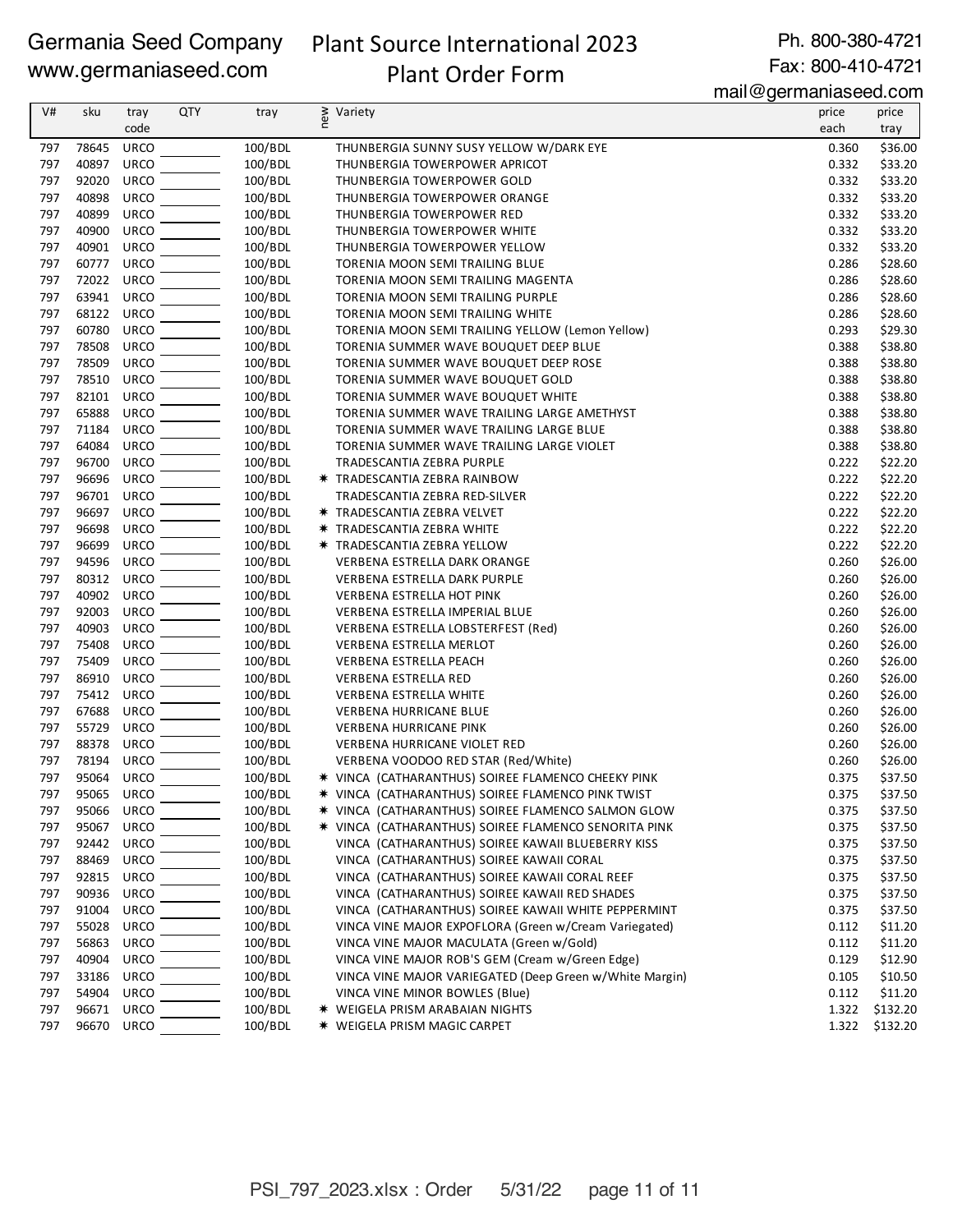Germania Seed Company
www.germaniaseed.com

# Plant Source International 2023
# Plant Order Form

Ph. 800-380-4721
Fax: 800-410-4721
mail@germaniaseed.com

| V# | sku | tray code | QTY | tray | new | Variety | price each | price tray |
|---|---|---|---|---|---|---|---|---|
| 797 | 78645 | URCO | | 100/BDL | | THUNBERGIA SUNNY SUSY YELLOW W/DARK EYE | 0.360 | $36.00 |
| 797 | 40897 | URCO | | 100/BDL | | THUNBERGIA TOWERPOWER APRICOT | 0.332 | $33.20 |
| 797 | 92020 | URCO | | 100/BDL | | THUNBERGIA TOWERPOWER GOLD | 0.332 | $33.20 |
| 797 | 40898 | URCO | | 100/BDL | | THUNBERGIA TOWERPOWER ORANGE | 0.332 | $33.20 |
| 797 | 40899 | URCO | | 100/BDL | | THUNBERGIA TOWERPOWER RED | 0.332 | $33.20 |
| 797 | 40900 | URCO | | 100/BDL | | THUNBERGIA TOWERPOWER WHITE | 0.332 | $33.20 |
| 797 | 40901 | URCO | | 100/BDL | | THUNBERGIA TOWERPOWER YELLOW | 0.332 | $33.20 |
| 797 | 60777 | URCO | | 100/BDL | | TORENIA MOON SEMI TRAILING BLUE | 0.286 | $28.60 |
| 797 | 72022 | URCO | | 100/BDL | | TORENIA MOON SEMI TRAILING MAGENTA | 0.286 | $28.60 |
| 797 | 63941 | URCO | | 100/BDL | | TORENIA MOON SEMI TRAILING PURPLE | 0.286 | $28.60 |
| 797 | 68122 | URCO | | 100/BDL | | TORENIA MOON SEMI TRAILING WHITE | 0.286 | $28.60 |
| 797 | 60780 | URCO | | 100/BDL | | TORENIA MOON SEMI TRAILING YELLOW (Lemon Yellow) | 0.293 | $29.30 |
| 797 | 78508 | URCO | | 100/BDL | | TORENIA SUMMER WAVE BOUQUET DEEP BLUE | 0.388 | $38.80 |
| 797 | 78509 | URCO | | 100/BDL | | TORENIA SUMMER WAVE BOUQUET DEEP ROSE | 0.388 | $38.80 |
| 797 | 78510 | URCO | | 100/BDL | | TORENIA SUMMER WAVE BOUQUET GOLD | 0.388 | $38.80 |
| 797 | 82101 | URCO | | 100/BDL | | TORENIA SUMMER WAVE BOUQUET WHITE | 0.388 | $38.80 |
| 797 | 65888 | URCO | | 100/BDL | | TORENIA SUMMER WAVE TRAILING LARGE AMETHYST | 0.388 | $38.80 |
| 797 | 71184 | URCO | | 100/BDL | | TORENIA SUMMER WAVE TRAILING LARGE BLUE | 0.388 | $38.80 |
| 797 | 64084 | URCO | | 100/BDL | | TORENIA SUMMER WAVE TRAILING LARGE VIOLET | 0.388 | $38.80 |
| 797 | 96700 | URCO | | 100/BDL | | TRADESCANTIA ZEBRA PURPLE | 0.222 | $22.20 |
| 797 | 96696 | URCO | | 100/BDL | ✷ | TRADESCANTIA ZEBRA RAINBOW | 0.222 | $22.20 |
| 797 | 96701 | URCO | | 100/BDL | | TRADESCANTIA ZEBRA RED-SILVER | 0.222 | $22.20 |
| 797 | 96697 | URCO | | 100/BDL | ✷ | TRADESCANTIA ZEBRA VELVET | 0.222 | $22.20 |
| 797 | 96698 | URCO | | 100/BDL | ✷ | TRADESCANTIA ZEBRA WHITE | 0.222 | $22.20 |
| 797 | 96699 | URCO | | 100/BDL | ✷ | TRADESCANTIA ZEBRA YELLOW | 0.222 | $22.20 |
| 797 | 94596 | URCO | | 100/BDL | | VERBENA ESTRELLA DARK ORANGE | 0.260 | $26.00 |
| 797 | 80312 | URCO | | 100/BDL | | VERBENA ESTRELLA DARK PURPLE | 0.260 | $26.00 |
| 797 | 40902 | URCO | | 100/BDL | | VERBENA ESTRELLA HOT PINK | 0.260 | $26.00 |
| 797 | 92003 | URCO | | 100/BDL | | VERBENA ESTRELLA IMPERIAL BLUE | 0.260 | $26.00 |
| 797 | 40903 | URCO | | 100/BDL | | VERBENA ESTRELLA LOBSTERFEST (Red) | 0.260 | $26.00 |
| 797 | 75408 | URCO | | 100/BDL | | VERBENA ESTRELLA MERLOT | 0.260 | $26.00 |
| 797 | 75409 | URCO | | 100/BDL | | VERBENA ESTRELLA PEACH | 0.260 | $26.00 |
| 797 | 86910 | URCO | | 100/BDL | | VERBENA ESTRELLA RED | 0.260 | $26.00 |
| 797 | 75412 | URCO | | 100/BDL | | VERBENA ESTRELLA WHITE | 0.260 | $26.00 |
| 797 | 67688 | URCO | | 100/BDL | | VERBENA HURRICANE BLUE | 0.260 | $26.00 |
| 797 | 55729 | URCO | | 100/BDL | | VERBENA HURRICANE PINK | 0.260 | $26.00 |
| 797 | 88378 | URCO | | 100/BDL | | VERBENA HURRICANE VIOLET RED | 0.260 | $26.00 |
| 797 | 78194 | URCO | | 100/BDL | | VERBENA VOODOO RED STAR (Red/White) | 0.260 | $26.00 |
| 797 | 95064 | URCO | | 100/BDL | ✷ | VINCA (CATHARANTHUS) SOIREE FLAMENCO CHEEKY PINK | 0.375 | $37.50 |
| 797 | 95065 | URCO | | 100/BDL | ✷ | VINCA (CATHARANTHUS) SOIREE FLAMENCO PINK TWIST | 0.375 | $37.50 |
| 797 | 95066 | URCO | | 100/BDL | ✷ | VINCA (CATHARANTHUS) SOIREE FLAMENCO SALMON GLOW | 0.375 | $37.50 |
| 797 | 95067 | URCO | | 100/BDL | ✷ | VINCA (CATHARANTHUS) SOIREE FLAMENCO SENORITA PINK | 0.375 | $37.50 |
| 797 | 92442 | URCO | | 100/BDL | | VINCA (CATHARANTHUS) SOIREE KAWAII BLUEBERRY KISS | 0.375 | $37.50 |
| 797 | 88469 | URCO | | 100/BDL | | VINCA (CATHARANTHUS) SOIREE KAWAII CORAL | 0.375 | $37.50 |
| 797 | 92815 | URCO | | 100/BDL | | VINCA (CATHARANTHUS) SOIREE KAWAII CORAL REEF | 0.375 | $37.50 |
| 797 | 90936 | URCO | | 100/BDL | | VINCA (CATHARANTHUS) SOIREE KAWAII RED SHADES | 0.375 | $37.50 |
| 797 | 91004 | URCO | | 100/BDL | | VINCA (CATHARANTHUS) SOIREE KAWAII WHITE PEPPERMINT | 0.375 | $37.50 |
| 797 | 55028 | URCO | | 100/BDL | | VINCA VINE MAJOR EXPOFLORA (Green w/Cream Variegated) | 0.112 | $11.20 |
| 797 | 56863 | URCO | | 100/BDL | | VINCA VINE MAJOR MACULATA (Green w/Gold) | 0.112 | $11.20 |
| 797 | 40904 | URCO | | 100/BDL | | VINCA VINE MAJOR ROB'S GEM (Cream w/Green Edge) | 0.129 | $12.90 |
| 797 | 33186 | URCO | | 100/BDL | | VINCA VINE MAJOR VARIEGATED (Deep Green w/White Margin) | 0.105 | $10.50 |
| 797 | 54904 | URCO | | 100/BDL | | VINCA VINE MINOR BOWLES (Blue) | 0.112 | $11.20 |
| 797 | 96671 | URCO | | 100/BDL | ✷ | WEIGELA PRISM ARABAIAN NIGHTS | 1.322 | $132.20 |
| 797 | 96670 | URCO | | 100/BDL | ✷ | WEIGELA PRISM MAGIC CARPET | 1.322 | $132.20 |

PSI_797_2023.xlsx : Order 5/31/22